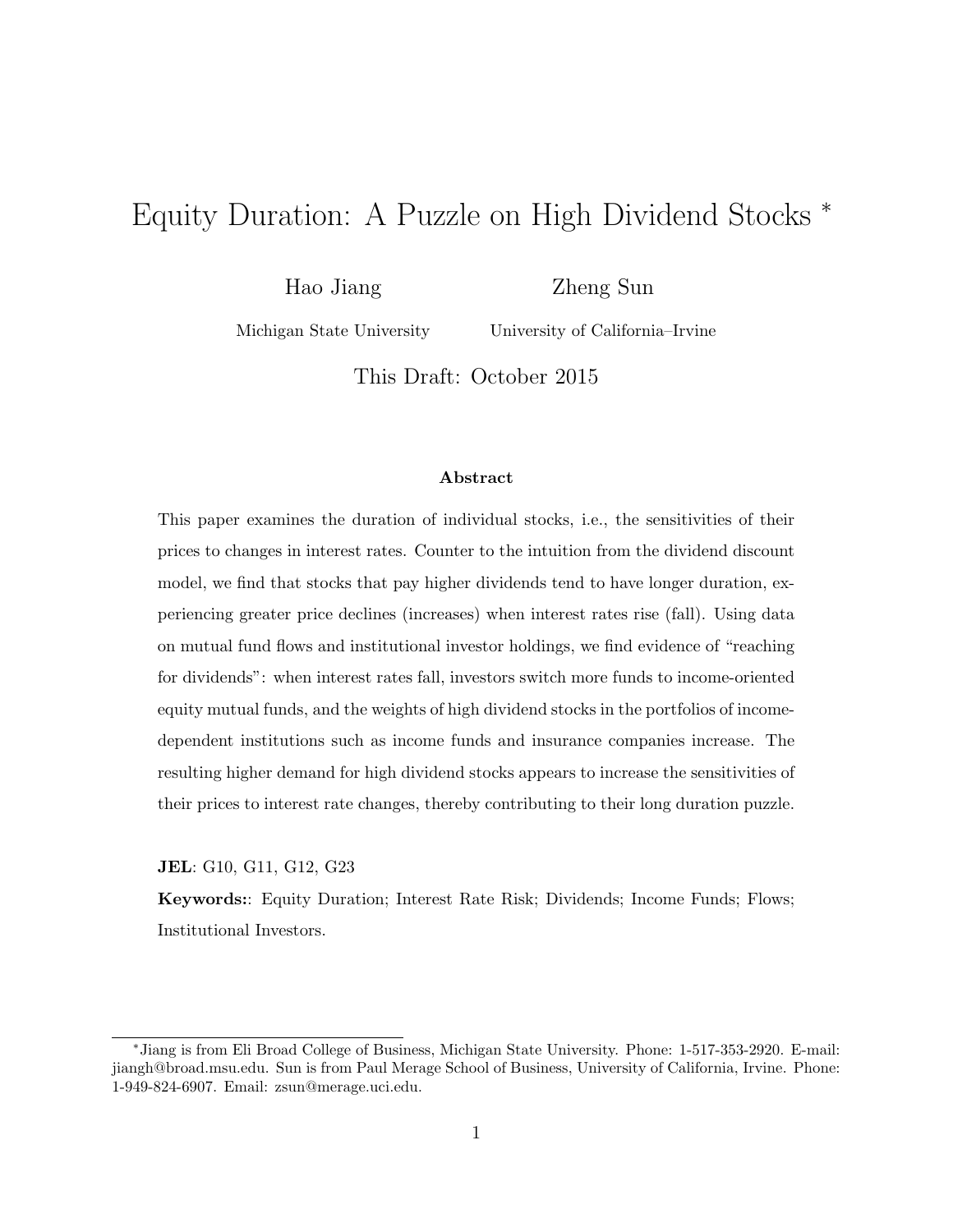# Equity Duration: A Puzzle on High Dividend Stocks [*]

Hao Jiang
Michigan State University

Zheng Sun
University of California–Irvine

This Draft: October 2015

### Abstract

This paper examines the duration of individual stocks, i.e., the sensitivities of their prices to changes in interest rates. Counter to the intuition from the dividend discount model, we find that stocks that pay higher dividends tend to have longer duration, experiencing greater price declines (increases) when interest rates rise (fall). Using data on mutual fund flows and institutional investor holdings, we find evidence of "reaching for dividends": when interest rates fall, investors switch more funds to income-oriented equity mutual funds, and the weights of high dividend stocks in the portfolios of income-dependent institutions such as income funds and insurance companies increase. The resulting higher demand for high dividend stocks appears to increase the sensitivities of their prices to interest rate changes, thereby contributing to their long duration puzzle.

**JEL**: G10, G11, G12, G23

**Keywords:**: Equity Duration; Interest Rate Risk; Dividends; Income Funds; Flows; Institutional Investors.

[*] Jiang is from Eli Broad College of Business, Michigan State University. Phone: 1-517-353-2920. E-mail: jiangh@broad.msu.edu. Sun is from Paul Merage School of Business, University of California, Irvine. Phone: 1-949-824-6907. Email: zsun@merage.uci.edu.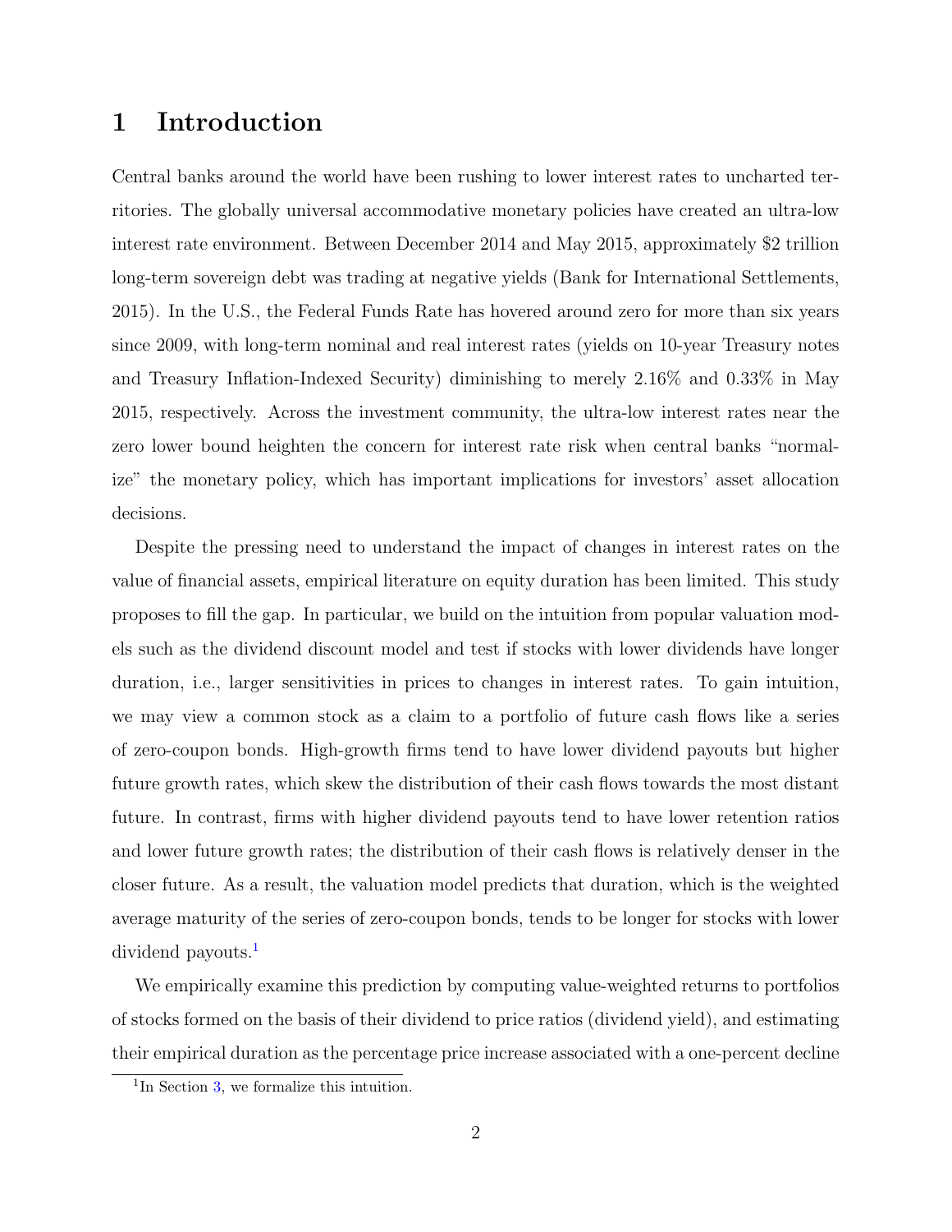# 1 Introduction

Central banks around the world have been rushing to lower interest rates to uncharted territories. The globally universal accommodative monetary policies have created an ultra-low interest rate environment. Between December 2014 and May 2015, approximately $2 trillion long-term sovereign debt was trading at negative yields (Bank for International Settlements, 2015). In the U.S., the Federal Funds Rate has hovered around zero for more than six years since 2009, with long-term nominal and real interest rates (yields on 10-year Treasury notes and Treasury Inflation-Indexed Security) diminishing to merely 2.16% and 0.33% in May 2015, respectively. Across the investment community, the ultra-low interest rates near the zero lower bound heighten the concern for interest rate risk when central banks "normalize" the monetary policy, which has important implications for investors' asset allocation decisions.

Despite the pressing need to understand the impact of changes in interest rates on the value of financial assets, empirical literature on equity duration has been limited. This study proposes to fill the gap. In particular, we build on the intuition from popular valuation models such as the dividend discount model and test if stocks with lower dividends have longer duration, i.e., larger sensitivities in prices to changes in interest rates. To gain intuition, we may view a common stock as a claim to a portfolio of future cash flows like a series of zero-coupon bonds. High-growth firms tend to have lower dividend payouts but higher future growth rates, which skew the distribution of their cash flows towards the most distant future. In contrast, firms with higher dividend payouts tend to have lower retention ratios and lower future growth rates; the distribution of their cash flows is relatively denser in the closer future. As a result, the valuation model predicts that duration, which is the weighted average maturity of the series of zero-coupon bonds, tends to be longer for stocks with lower dividend payouts.[1]

We empirically examine this prediction by computing value-weighted returns to portfolios of stocks formed on the basis of their dividend to price ratios (dividend yield), and estimating their empirical duration as the percentage price increase associated with a one-percent decline

[1] In Section 3, we formalize this intuition.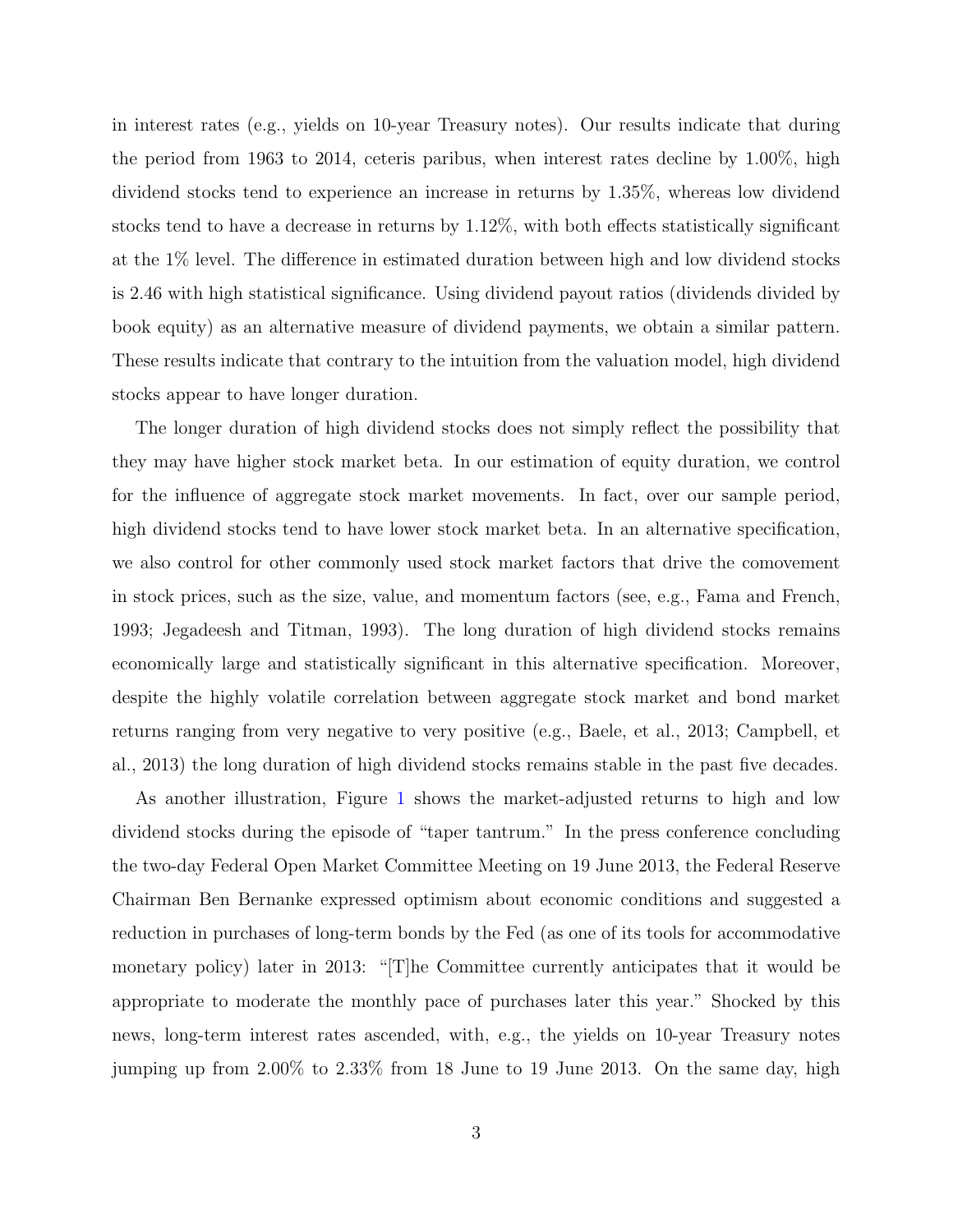in interest rates (e.g., yields on 10-year Treasury notes). Our results indicate that during the period from 1963 to 2014, ceteris paribus, when interest rates decline by 1.00%, high dividend stocks tend to experience an increase in returns by 1.35%, whereas low dividend stocks tend to have a decrease in returns by 1.12%, with both effects statistically significant at the 1% level. The difference in estimated duration between high and low dividend stocks is 2.46 with high statistical significance. Using dividend payout ratios (dividends divided by book equity) as an alternative measure of dividend payments, we obtain a similar pattern. These results indicate that contrary to the intuition from the valuation model, high dividend stocks appear to have longer duration.

The longer duration of high dividend stocks does not simply reflect the possibility that they may have higher stock market beta. In our estimation of equity duration, we control for the influence of aggregate stock market movements. In fact, over our sample period, high dividend stocks tend to have lower stock market beta. In an alternative specification, we also control for other commonly used stock market factors that drive the comovement in stock prices, such as the size, value, and momentum factors (see, e.g., Fama and French, 1993; Jegadeesh and Titman, 1993). The long duration of high dividend stocks remains economically large and statistically significant in this alternative specification. Moreover, despite the highly volatile correlation between aggregate stock market and bond market returns ranging from very negative to very positive (e.g., Baele, et al., 2013; Campbell, et al., 2013) the long duration of high dividend stocks remains stable in the past five decades.

As another illustration, Figure 1 shows the market-adjusted returns to high and low dividend stocks during the episode of "taper tantrum." In the press conference concluding the two-day Federal Open Market Committee Meeting on 19 June 2013, the Federal Reserve Chairman Ben Bernanke expressed optimism about economic conditions and suggested a reduction in purchases of long-term bonds by the Fed (as one of its tools for accommodative monetary policy) later in 2013: "[T]he Committee currently anticipates that it would be appropriate to moderate the monthly pace of purchases later this year." Shocked by this news, long-term interest rates ascended, with, e.g., the yields on 10-year Treasury notes jumping up from 2.00% to 2.33% from 18 June to 19 June 2013. On the same day, high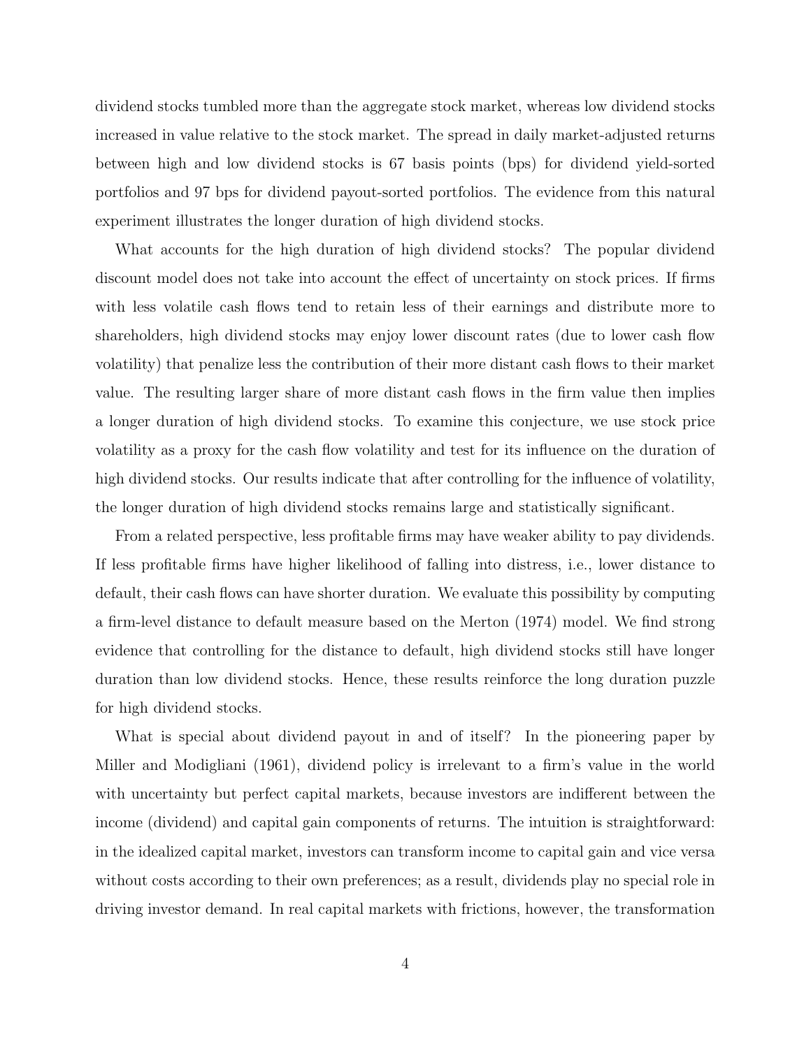dividend stocks tumbled more than the aggregate stock market, whereas low dividend stocks increased in value relative to the stock market. The spread in daily market-adjusted returns between high and low dividend stocks is 67 basis points (bps) for dividend yield-sorted portfolios and 97 bps for dividend payout-sorted portfolios. The evidence from this natural experiment illustrates the longer duration of high dividend stocks.

What accounts for the high duration of high dividend stocks? The popular dividend discount model does not take into account the effect of uncertainty on stock prices. If firms with less volatile cash flows tend to retain less of their earnings and distribute more to shareholders, high dividend stocks may enjoy lower discount rates (due to lower cash flow volatility) that penalize less the contribution of their more distant cash flows to their market value. The resulting larger share of more distant cash flows in the firm value then implies a longer duration of high dividend stocks. To examine this conjecture, we use stock price volatility as a proxy for the cash flow volatility and test for its influence on the duration of high dividend stocks. Our results indicate that after controlling for the influence of volatility, the longer duration of high dividend stocks remains large and statistically significant.

From a related perspective, less profitable firms may have weaker ability to pay dividends. If less profitable firms have higher likelihood of falling into distress, i.e., lower distance to default, their cash flows can have shorter duration. We evaluate this possibility by computing a firm-level distance to default measure based on the Merton (1974) model. We find strong evidence that controlling for the distance to default, high dividend stocks still have longer duration than low dividend stocks. Hence, these results reinforce the long duration puzzle for high dividend stocks.

What is special about dividend payout in and of itself? In the pioneering paper by Miller and Modigliani (1961), dividend policy is irrelevant to a firm's value in the world with uncertainty but perfect capital markets, because investors are indifferent between the income (dividend) and capital gain components of returns. The intuition is straightforward: in the idealized capital market, investors can transform income to capital gain and vice versa without costs according to their own preferences; as a result, dividends play no special role in driving investor demand. In real capital markets with frictions, however, the transformation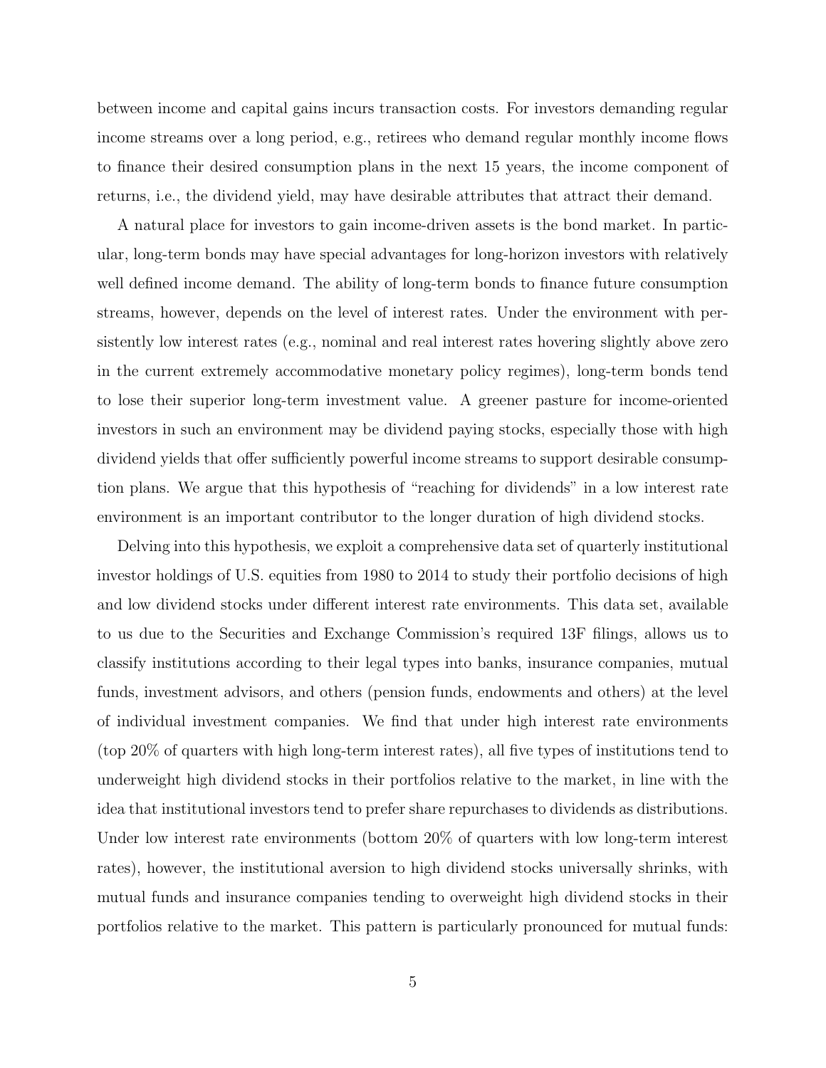between income and capital gains incurs transaction costs. For investors demanding regular income streams over a long period, e.g., retirees who demand regular monthly income flows to finance their desired consumption plans in the next 15 years, the income component of returns, i.e., the dividend yield, may have desirable attributes that attract their demand.

A natural place for investors to gain income-driven assets is the bond market. In particular, long-term bonds may have special advantages for long-horizon investors with relatively well defined income demand. The ability of long-term bonds to finance future consumption streams, however, depends on the level of interest rates. Under the environment with persistently low interest rates (e.g., nominal and real interest rates hovering slightly above zero in the current extremely accommodative monetary policy regimes), long-term bonds tend to lose their superior long-term investment value. A greener pasture for income-oriented investors in such an environment may be dividend paying stocks, especially those with high dividend yields that offer sufficiently powerful income streams to support desirable consumption plans. We argue that this hypothesis of "reaching for dividends" in a low interest rate environment is an important contributor to the longer duration of high dividend stocks.

Delving into this hypothesis, we exploit a comprehensive data set of quarterly institutional investor holdings of U.S. equities from 1980 to 2014 to study their portfolio decisions of high and low dividend stocks under different interest rate environments. This data set, available to us due to the Securities and Exchange Commission's required 13F filings, allows us to classify institutions according to their legal types into banks, insurance companies, mutual funds, investment advisors, and others (pension funds, endowments and others) at the level of individual investment companies. We find that under high interest rate environments (top 20% of quarters with high long-term interest rates), all five types of institutions tend to underweight high dividend stocks in their portfolios relative to the market, in line with the idea that institutional investors tend to prefer share repurchases to dividends as distributions. Under low interest rate environments (bottom 20% of quarters with low long-term interest rates), however, the institutional aversion to high dividend stocks universally shrinks, with mutual funds and insurance companies tending to overweight high dividend stocks in their portfolios relative to the market. This pattern is particularly pronounced for mutual funds: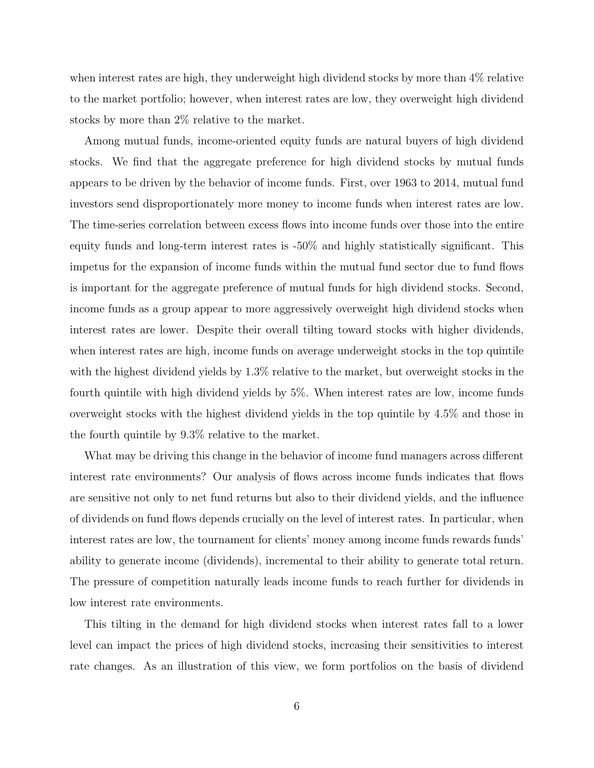when interest rates are high, they underweight high dividend stocks by more than 4% relative to the market portfolio; however, when interest rates are low, they overweight high dividend stocks by more than 2% relative to the market.

Among mutual funds, income-oriented equity funds are natural buyers of high dividend stocks. We find that the aggregate preference for high dividend stocks by mutual funds appears to be driven by the behavior of income funds. First, over 1963 to 2014, mutual fund investors send disproportionately more money to income funds when interest rates are low. The time-series correlation between excess flows into income funds over those into the entire equity funds and long-term interest rates is -50% and highly statistically significant. This impetus for the expansion of income funds within the mutual fund sector due to fund flows is important for the aggregate preference of mutual funds for high dividend stocks. Second, income funds as a group appear to more aggressively overweight high dividend stocks when interest rates are lower. Despite their overall tilting toward stocks with higher dividends, when interest rates are high, income funds on average underweight stocks in the top quintile with the highest dividend yields by 1.3% relative to the market, but overweight stocks in the fourth quintile with high dividend yields by 5%. When interest rates are low, income funds overweight stocks with the highest dividend yields in the top quintile by 4.5% and those in the fourth quintile by 9.3% relative to the market.

What may be driving this change in the behavior of income fund managers across different interest rate environments? Our analysis of flows across income funds indicates that flows are sensitive not only to net fund returns but also to their dividend yields, and the influence of dividends on fund flows depends crucially on the level of interest rates. In particular, when interest rates are low, the tournament for clients' money among income funds rewards funds' ability to generate income (dividends), incremental to their ability to generate total return. The pressure of competition naturally leads income funds to reach further for dividends in low interest rate environments.

This tilting in the demand for high dividend stocks when interest rates fall to a lower level can impact the prices of high dividend stocks, increasing their sensitivities to interest rate changes. As an illustration of this view, we form portfolios on the basis of dividend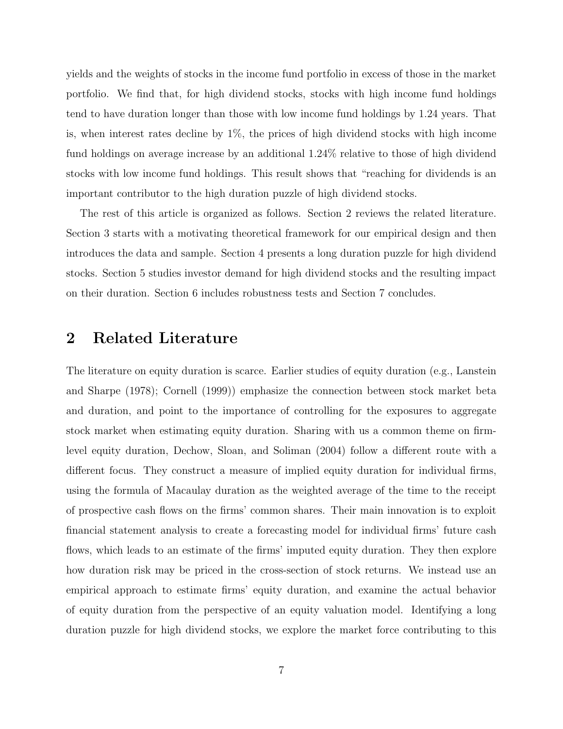yields and the weights of stocks in the income fund portfolio in excess of those in the market portfolio. We find that, for high dividend stocks, stocks with high income fund holdings tend to have duration longer than those with low income fund holdings by 1.24 years. That is, when interest rates decline by 1%, the prices of high dividend stocks with high income fund holdings on average increase by an additional 1.24% relative to those of high dividend stocks with low income fund holdings. This result shows that "reaching for dividends is an important contributor to the high duration puzzle of high dividend stocks.

The rest of this article is organized as follows. Section 2 reviews the related literature. Section 3 starts with a motivating theoretical framework for our empirical design and then introduces the data and sample. Section 4 presents a long duration puzzle for high dividend stocks. Section 5 studies investor demand for high dividend stocks and the resulting impact on their duration. Section 6 includes robustness tests and Section 7 concludes.

## 2 Related Literature

The literature on equity duration is scarce. Earlier studies of equity duration (e.g., Lanstein and Sharpe (1978); Cornell (1999)) emphasize the connection between stock market beta and duration, and point to the importance of controlling for the exposures to aggregate stock market when estimating equity duration. Sharing with us a common theme on firm-level equity duration, Dechow, Sloan, and Soliman (2004) follow a different route with a different focus. They construct a measure of implied equity duration for individual firms, using the formula of Macaulay duration as the weighted average of the time to the receipt of prospective cash flows on the firms' common shares. Their main innovation is to exploit financial statement analysis to create a forecasting model for individual firms' future cash flows, which leads to an estimate of the firms' imputed equity duration. They then explore how duration risk may be priced in the cross-section of stock returns. We instead use an empirical approach to estimate firms' equity duration, and examine the actual behavior of equity duration from the perspective of an equity valuation model. Identifying a long duration puzzle for high dividend stocks, we explore the market force contributing to this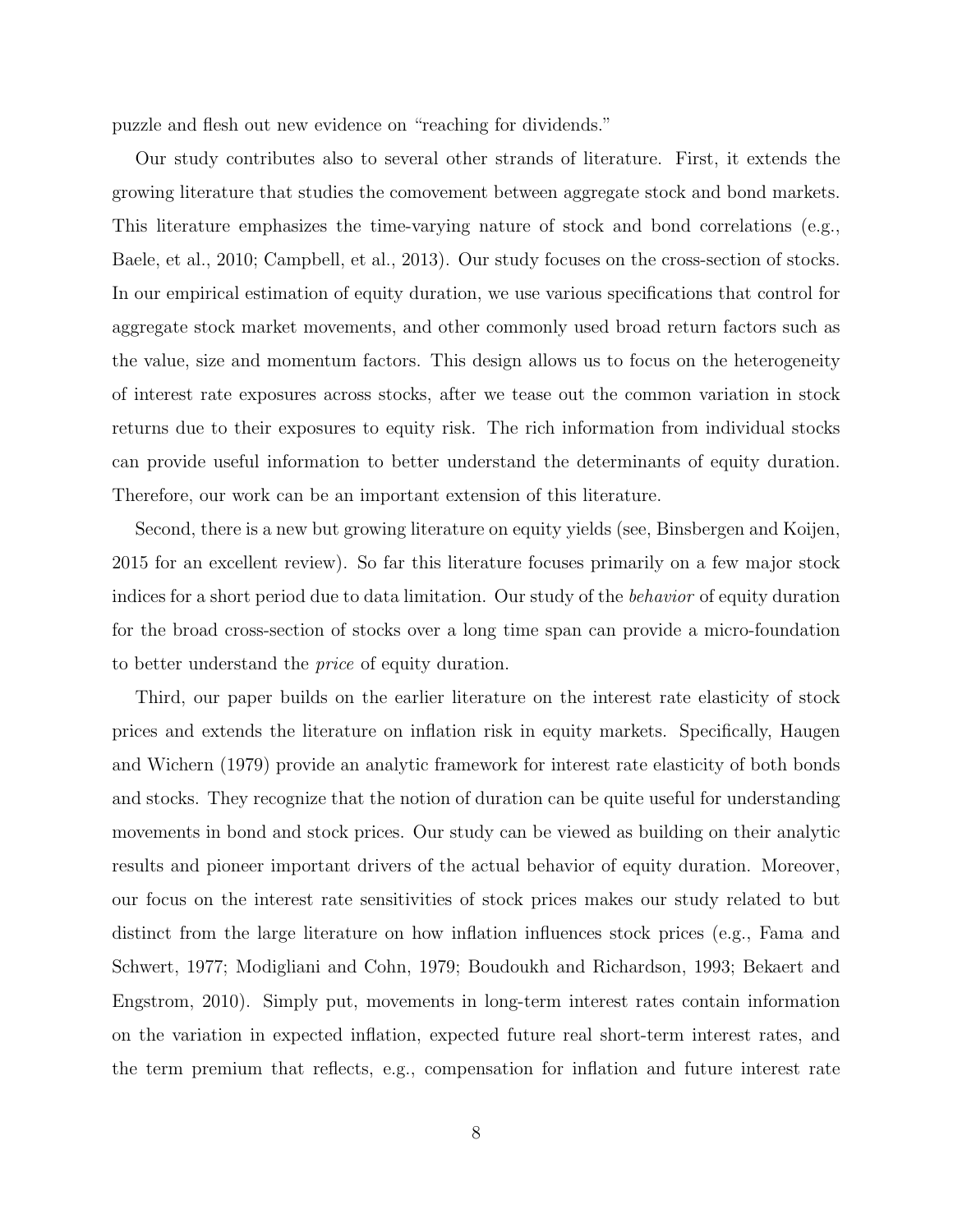puzzle and flesh out new evidence on "reaching for dividends."

Our study contributes also to several other strands of literature. First, it extends the growing literature that studies the comovement between aggregate stock and bond markets. This literature emphasizes the time-varying nature of stock and bond correlations (e.g., Baele, et al., 2010; Campbell, et al., 2013). Our study focuses on the cross-section of stocks. In our empirical estimation of equity duration, we use various specifications that control for aggregate stock market movements, and other commonly used broad return factors such as the value, size and momentum factors. This design allows us to focus on the heterogeneity of interest rate exposures across stocks, after we tease out the common variation in stock returns due to their exposures to equity risk. The rich information from individual stocks can provide useful information to better understand the determinants of equity duration. Therefore, our work can be an important extension of this literature.

Second, there is a new but growing literature on equity yields (see, Binsbergen and Koijen, 2015 for an excellent review). So far this literature focuses primarily on a few major stock indices for a short period due to data limitation. Our study of the *behavior* of equity duration for the broad cross-section of stocks over a long time span can provide a micro-foundation to better understand the *price* of equity duration.

Third, our paper builds on the earlier literature on the interest rate elasticity of stock prices and extends the literature on inflation risk in equity markets. Specifically, Haugen and Wichern (1979) provide an analytic framework for interest rate elasticity of both bonds and stocks. They recognize that the notion of duration can be quite useful for understanding movements in bond and stock prices. Our study can be viewed as building on their analytic results and pioneer important drivers of the actual behavior of equity duration. Moreover, our focus on the interest rate sensitivities of stock prices makes our study related to but distinct from the large literature on how inflation influences stock prices (e.g., Fama and Schwert, 1977; Modigliani and Cohn, 1979; Boudoukh and Richardson, 1993; Bekaert and Engstrom, 2010). Simply put, movements in long-term interest rates contain information on the variation in expected inflation, expected future real short-term interest rates, and the term premium that reflects, e.g., compensation for inflation and future interest rate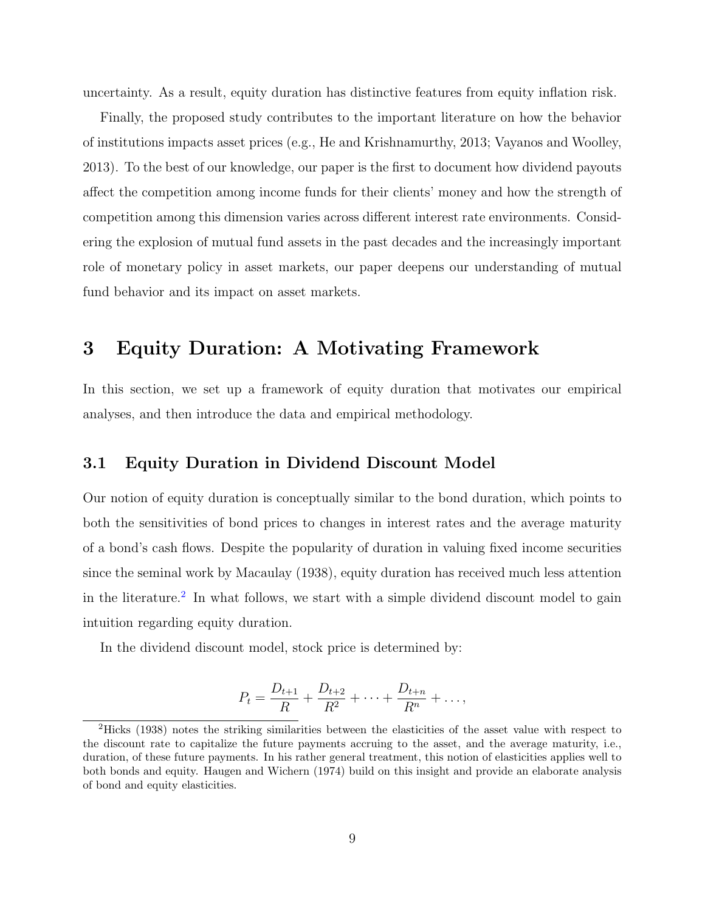uncertainty. As a result, equity duration has distinctive features from equity inflation risk.

Finally, the proposed study contributes to the important literature on how the behavior of institutions impacts asset prices (e.g., He and Krishnamurthy, 2013; Vayanos and Woolley, 2013). To the best of our knowledge, our paper is the first to document how dividend payouts affect the competition among income funds for their clients' money and how the strength of competition among this dimension varies across different interest rate environments. Considering the explosion of mutual fund assets in the past decades and the increasingly important role of monetary policy in asset markets, our paper deepens our understanding of mutual fund behavior and its impact on asset markets.

# 3 Equity Duration: A Motivating Framework

In this section, we set up a framework of equity duration that motivates our empirical analyses, and then introduce the data and empirical methodology.

## 3.1 Equity Duration in Dividend Discount Model

Our notion of equity duration is conceptually similar to the bond duration, which points to both the sensitivities of bond prices to changes in interest rates and the average maturity of a bond's cash flows. Despite the popularity of duration in valuing fixed income securities since the seminal work by Macaulay (1938), equity duration has received much less attention in the literature.[2] In what follows, we start with a simple dividend discount model to gain intuition regarding equity duration.

In the dividend discount model, stock price is determined by:

$$P_t = \frac{D_{t+1}}{R} + \frac{D_{t+2}}{R^2} + \cdots + \frac{D_{t+n}}{R^n} + \ldots,$$

[2] Hicks (1938) notes the striking similarities between the elasticities of the asset value with respect to the discount rate to capitalize the future payments accruing to the asset, and the average maturity, i.e., duration, of these future payments. In his rather general treatment, this notion of elasticities applies well to both bonds and equity. Haugen and Wichern (1974) build on this insight and provide an elaborate analysis of bond and equity elasticities.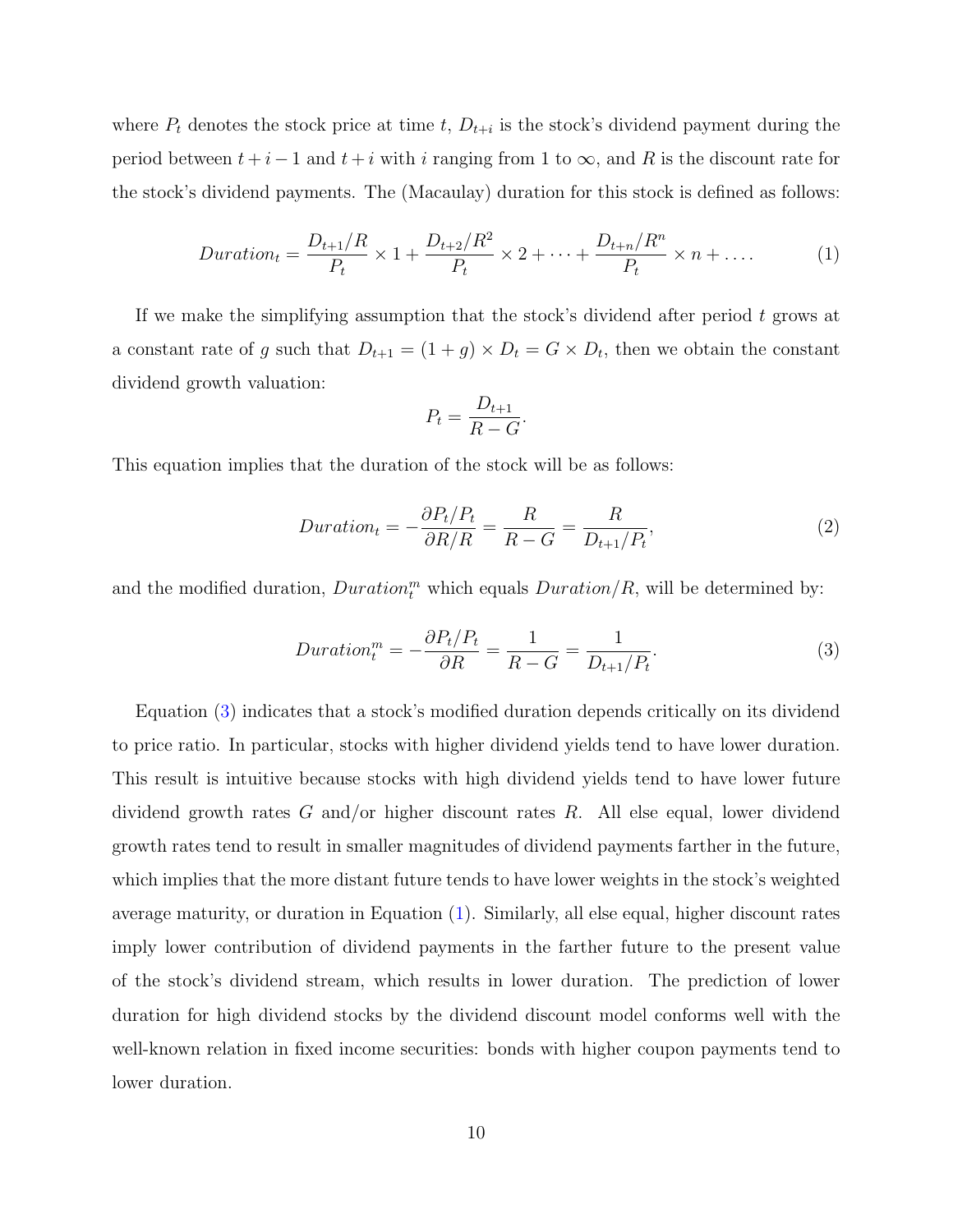where $P_t$ denotes the stock price at time $t$, $D_{t+i}$ is the stock's dividend payment during the period between $t+i-1$ and $t+i$ with $i$ ranging from 1 to $\infty$, and $R$ is the discount rate for the stock's dividend payments. The (Macaulay) duration for this stock is defined as follows:

$$Duration_t = \frac{D_{t+1}/R}{P_t} \times 1 + \frac{D_{t+2}/R^2}{P_t} \times 2 + \cdots + \frac{D_{t+n}/R^n}{P_t} \times n + \ldots. \tag{1}$$

If we make the simplifying assumption that the stock's dividend after period $t$ grows at a constant rate of $g$ such that $D_{t+1} = (1+g) \times D_t = G \times D_t$, then we obtain the constant dividend growth valuation:

$$P_t = \frac{D_{t+1}}{R-G}.$$

This equation implies that the duration of the stock will be as follows:

$$Duration_t = -\frac{\partial P_t/P_t}{\partial R/R} = \frac{R}{R-G} = \frac{R}{D_{t+1}/P_t}, \tag{2}$$

and the modified duration, $Duration_t^m$ which equals $Duration/R$, will be determined by:

$$Duration_t^m = -\frac{\partial P_t/P_t}{\partial R} = \frac{1}{R-G} = \frac{1}{D_{t+1}/P_t}. \tag{3}$$

Equation (3) indicates that a stock's modified duration depends critically on its dividend to price ratio. In particular, stocks with higher dividend yields tend to have lower duration. This result is intuitive because stocks with high dividend yields tend to have lower future dividend growth rates $G$ and/or higher discount rates $R$. All else equal, lower dividend growth rates tend to result in smaller magnitudes of dividend payments farther in the future, which implies that the more distant future tends to have lower weights in the stock's weighted average maturity, or duration in Equation (1). Similarly, all else equal, higher discount rates imply lower contribution of dividend payments in the farther future to the present value of the stock's dividend stream, which results in lower duration. The prediction of lower duration for high dividend stocks by the dividend discount model conforms well with the well-known relation in fixed income securities: bonds with higher coupon payments tend to lower duration.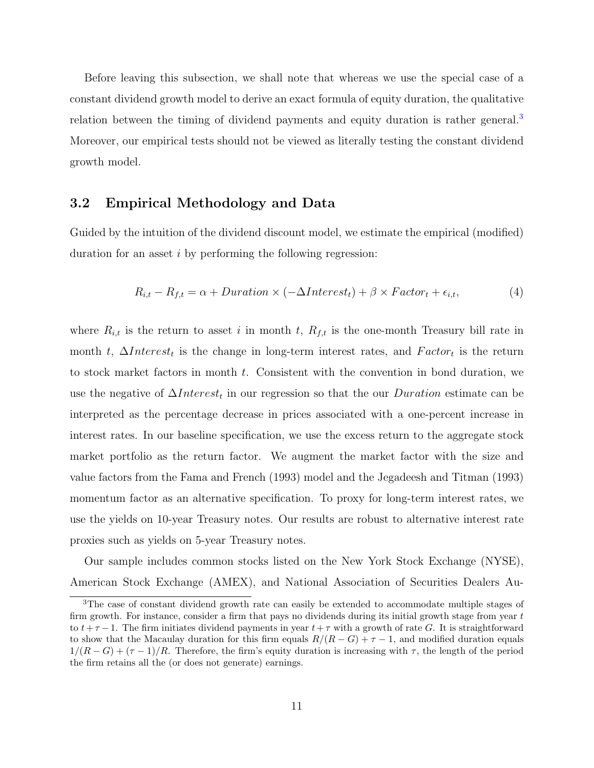Before leaving this subsection, we shall note that whereas we use the special case of a constant dividend growth model to derive an exact formula of equity duration, the qualitative relation between the timing of dividend payments and equity duration is rather general.[3] Moreover, our empirical tests should not be viewed as literally testing the constant dividend growth model.

## 3.2 Empirical Methodology and Data

Guided by the intuition of the dividend discount model, we estimate the empirical (modified) duration for an asset $i$ by performing the following regression:

$$R_{i,t} - R_{f,t} = \alpha + Duration \times (-\Delta Interest_t) + \beta \times Factor_t + \epsilon_{i,t}, \tag{4}$$

where $R_{i,t}$ is the return to asset $i$ in month $t$, $R_{f,t}$ is the one-month Treasury bill rate in month $t$, $\Delta Interest_t$ is the change in long-term interest rates, and $Factor_t$ is the return to stock market factors in month $t$. Consistent with the convention in bond duration, we use the negative of $\Delta Interest_t$ in our regression so that the our $Duration$ estimate can be interpreted as the percentage decrease in prices associated with a one-percent increase in interest rates. In our baseline specification, we use the excess return to the aggregate stock market portfolio as the return factor. We augment the market factor with the size and value factors from the Fama and French (1993) model and the Jegadeesh and Titman (1993) momentum factor as an alternative specification. To proxy for long-term interest rates, we use the yields on 10-year Treasury notes. Our results are robust to alternative interest rate proxies such as yields on 5-year Treasury notes.

Our sample includes common stocks listed on the New York Stock Exchange (NYSE), American Stock Exchange (AMEX), and National Association of Securities Dealers Au-

[3] The case of constant dividend growth rate can easily be extended to accommodate multiple stages of firm growth. For instance, consider a firm that pays no dividends during its initial growth stage from year $t$ to $t+\tau-1$. The firm initiates dividend payments in year $t+\tau$ with a growth of rate $G$. It is straightforward to show that the Macaulay duration for this firm equals $R/(R-G)+\tau-1$, and modified duration equals $1/(R-G)+(\tau-1)/R$. Therefore, the firm's equity duration is increasing with $\tau$, the length of the period the firm retains all the (or does not generate) earnings.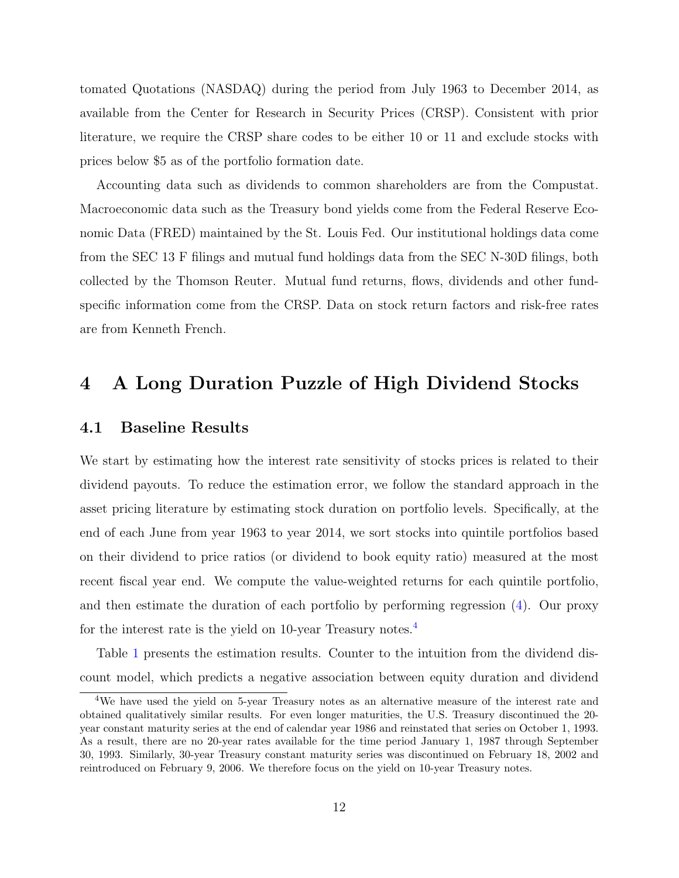tomated Quotations (NASDAQ) during the period from July 1963 to December 2014, as available from the Center for Research in Security Prices (CRSP). Consistent with prior literature, we require the CRSP share codes to be either 10 or 11 and exclude stocks with prices below $5 as of the portfolio formation date.

Accounting data such as dividends to common shareholders are from the Compustat. Macroeconomic data such as the Treasury bond yields come from the Federal Reserve Economic Data (FRED) maintained by the St. Louis Fed. Our institutional holdings data come from the SEC 13 F filings and mutual fund holdings data from the SEC N-30D filings, both collected by the Thomson Reuter. Mutual fund returns, flows, dividends and other fund-specific information come from the CRSP. Data on stock return factors and risk-free rates are from Kenneth French.

# 4 A Long Duration Puzzle of High Dividend Stocks

## 4.1 Baseline Results

We start by estimating how the interest rate sensitivity of stocks prices is related to their dividend payouts. To reduce the estimation error, we follow the standard approach in the asset pricing literature by estimating stock duration on portfolio levels. Specifically, at the end of each June from year 1963 to year 2014, we sort stocks into quintile portfolios based on their dividend to price ratios (or dividend to book equity ratio) measured at the most recent fiscal year end. We compute the value-weighted returns for each quintile portfolio, and then estimate the duration of each portfolio by performing regression (4). Our proxy for the interest rate is the yield on 10-year Treasury notes.[4]

Table 1 presents the estimation results. Counter to the intuition from the dividend discount model, which predicts a negative association between equity duration and dividend

[4] We have used the yield on 5-year Treasury notes as an alternative measure of the interest rate and obtained qualitatively similar results. For even longer maturities, the U.S. Treasury discontinued the 20-year constant maturity series at the end of calendar year 1986 and reinstated that series on October 1, 1993. As a result, there are no 20-year rates available for the time period January 1, 1987 through September 30, 1993. Similarly, 30-year Treasury constant maturity series was discontinued on February 18, 2002 and reintroduced on February 9, 2006. We therefore focus on the yield on 10-year Treasury notes.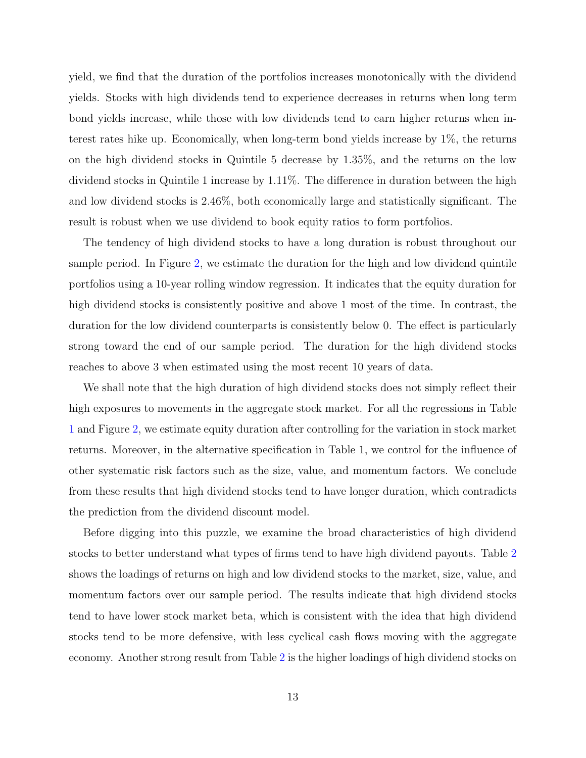yield, we find that the duration of the portfolios increases monotonically with the dividend yields. Stocks with high dividends tend to experience decreases in returns when long term bond yields increase, while those with low dividends tend to earn higher returns when interest rates hike up. Economically, when long-term bond yields increase by 1%, the returns on the high dividend stocks in Quintile 5 decrease by 1.35%, and the returns on the low dividend stocks in Quintile 1 increase by 1.11%. The difference in duration between the high and low dividend stocks is 2.46%, both economically large and statistically significant. The result is robust when we use dividend to book equity ratios to form portfolios.

The tendency of high dividend stocks to have a long duration is robust throughout our sample period. In Figure 2, we estimate the duration for the high and low dividend quintile portfolios using a 10-year rolling window regression. It indicates that the equity duration for high dividend stocks is consistently positive and above 1 most of the time. In contrast, the duration for the low dividend counterparts is consistently below 0. The effect is particularly strong toward the end of our sample period. The duration for the high dividend stocks reaches to above 3 when estimated using the most recent 10 years of data.

We shall note that the high duration of high dividend stocks does not simply reflect their high exposures to movements in the aggregate stock market. For all the regressions in Table 1 and Figure 2, we estimate equity duration after controlling for the variation in stock market returns. Moreover, in the alternative specification in Table 1, we control for the influence of other systematic risk factors such as the size, value, and momentum factors. We conclude from these results that high dividend stocks tend to have longer duration, which contradicts the prediction from the dividend discount model.

Before digging into this puzzle, we examine the broad characteristics of high dividend stocks to better understand what types of firms tend to have high dividend payouts. Table 2 shows the loadings of returns on high and low dividend stocks to the market, size, value, and momentum factors over our sample period. The results indicate that high dividend stocks tend to have lower stock market beta, which is consistent with the idea that high dividend stocks tend to be more defensive, with less cyclical cash flows moving with the aggregate economy. Another strong result from Table 2 is the higher loadings of high dividend stocks on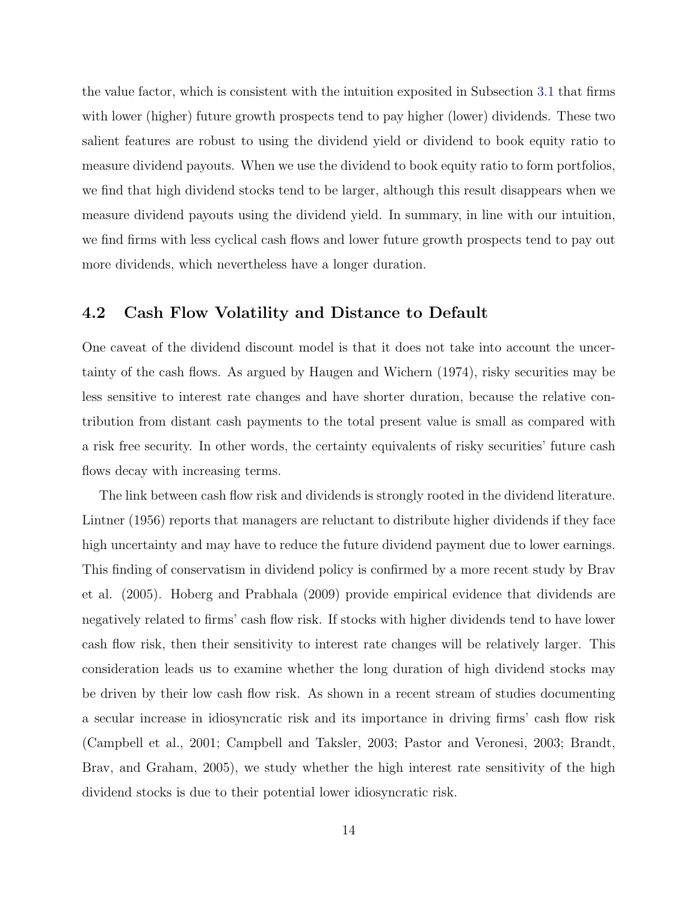the value factor, which is consistent with the intuition exposited in Subsection 3.1 that firms with lower (higher) future growth prospects tend to pay higher (lower) dividends. These two salient features are robust to using the dividend yield or dividend to book equity ratio to measure dividend payouts. When we use the dividend to book equity ratio to form portfolios, we find that high dividend stocks tend to be larger, although this result disappears when we measure dividend payouts using the dividend yield. In summary, in line with our intuition, we find firms with less cyclical cash flows and lower future growth prospects tend to pay out more dividends, which nevertheless have a longer duration.

## 4.2 Cash Flow Volatility and Distance to Default

One caveat of the dividend discount model is that it does not take into account the uncertainty of the cash flows. As argued by Haugen and Wichern (1974), risky securities may be less sensitive to interest rate changes and have shorter duration, because the relative contribution from distant cash payments to the total present value is small as compared with a risk free security. In other words, the certainty equivalents of risky securities' future cash flows decay with increasing terms.

The link between cash flow risk and dividends is strongly rooted in the dividend literature. Lintner (1956) reports that managers are reluctant to distribute higher dividends if they face high uncertainty and may have to reduce the future dividend payment due to lower earnings. This finding of conservatism in dividend policy is confirmed by a more recent study by Brav et al. (2005). Hoberg and Prabhala (2009) provide empirical evidence that dividends are negatively related to firms' cash flow risk. If stocks with higher dividends tend to have lower cash flow risk, then their sensitivity to interest rate changes will be relatively larger. This consideration leads us to examine whether the long duration of high dividend stocks may be driven by their low cash flow risk. As shown in a recent stream of studies documenting a secular increase in idiosyncratic risk and its importance in driving firms' cash flow risk (Campbell et al., 2001; Campbell and Taksler, 2003; Pastor and Veronesi, 2003; Brandt, Brav, and Graham, 2005), we study whether the high interest rate sensitivity of the high dividend stocks is due to their potential lower idiosyncratic risk.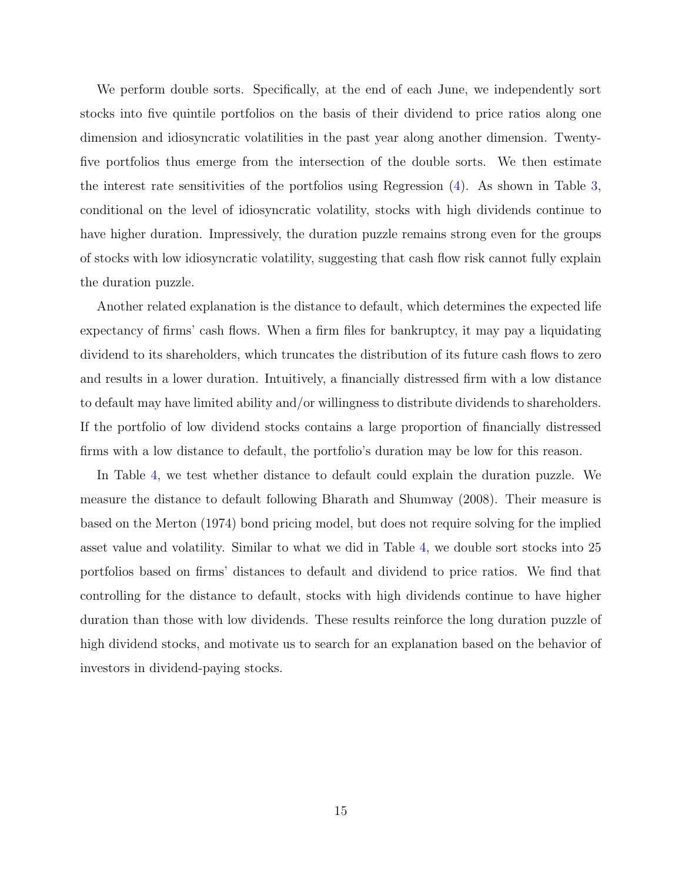We perform double sorts. Specifically, at the end of each June, we independently sort stocks into five quintile portfolios on the basis of their dividend to price ratios along one dimension and idiosyncratic volatilities in the past year along another dimension. Twenty-five portfolios thus emerge from the intersection of the double sorts. We then estimate the interest rate sensitivities of the portfolios using Regression (4). As shown in Table 3, conditional on the level of idiosyncratic volatility, stocks with high dividends continue to have higher duration. Impressively, the duration puzzle remains strong even for the groups of stocks with low idiosyncratic volatility, suggesting that cash flow risk cannot fully explain the duration puzzle.

Another related explanation is the distance to default, which determines the expected life expectancy of firms' cash flows. When a firm files for bankruptcy, it may pay a liquidating dividend to its shareholders, which truncates the distribution of its future cash flows to zero and results in a lower duration. Intuitively, a financially distressed firm with a low distance to default may have limited ability and/or willingness to distribute dividends to shareholders. If the portfolio of low dividend stocks contains a large proportion of financially distressed firms with a low distance to default, the portfolio's duration may be low for this reason.

In Table 4, we test whether distance to default could explain the duration puzzle. We measure the distance to default following Bharath and Shumway (2008). Their measure is based on the Merton (1974) bond pricing model, but does not require solving for the implied asset value and volatility. Similar to what we did in Table 4, we double sort stocks into 25 portfolios based on firms' distances to default and dividend to price ratios. We find that controlling for the distance to default, stocks with high dividends continue to have higher duration than those with low dividends. These results reinforce the long duration puzzle of high dividend stocks, and motivate us to search for an explanation based on the behavior of investors in dividend-paying stocks.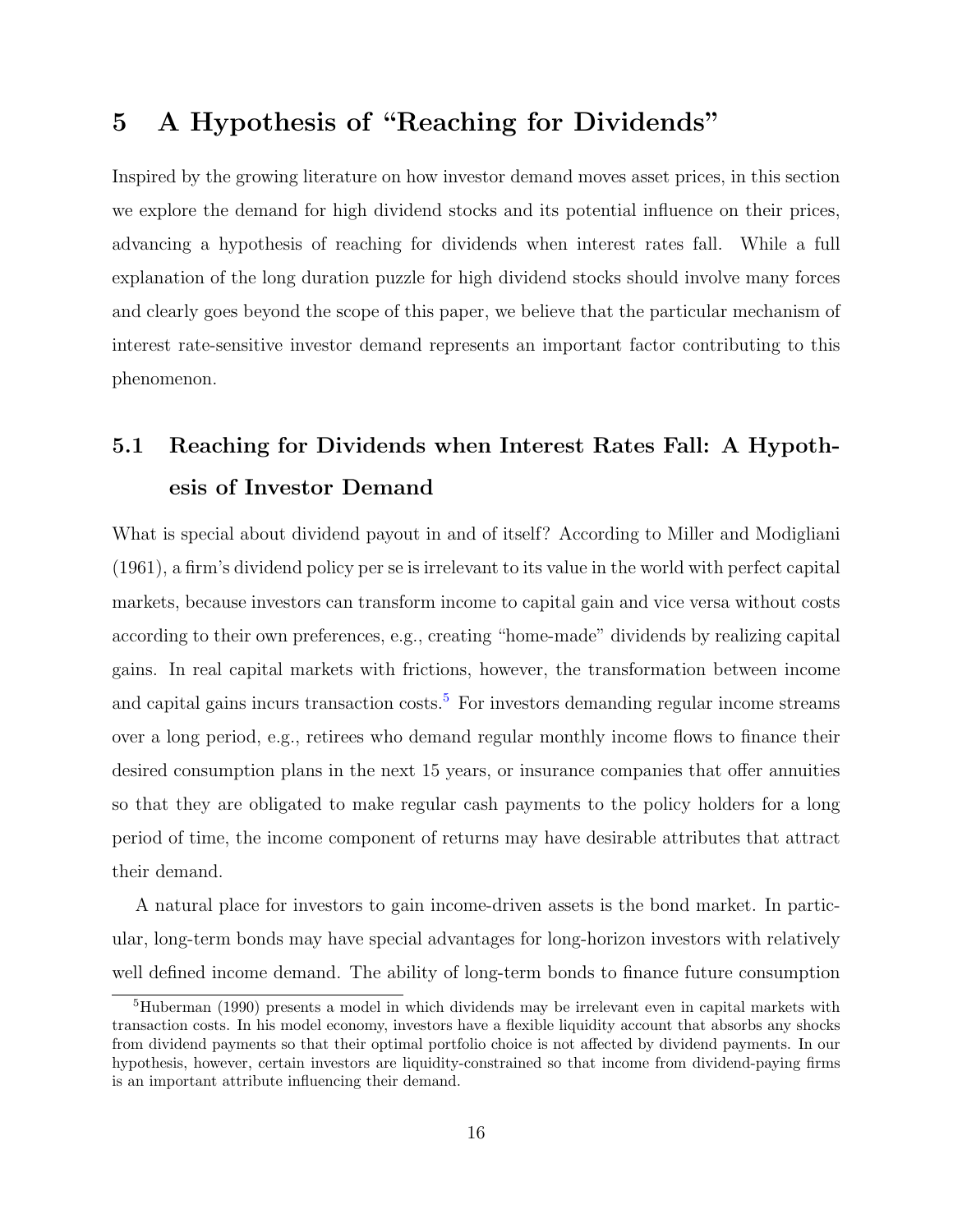# 5 A Hypothesis of "Reaching for Dividends"

Inspired by the growing literature on how investor demand moves asset prices, in this section we explore the demand for high dividend stocks and its potential influence on their prices, advancing a hypothesis of reaching for dividends when interest rates fall. While a full explanation of the long duration puzzle for high dividend stocks should involve many forces and clearly goes beyond the scope of this paper, we believe that the particular mechanism of interest rate-sensitive investor demand represents an important factor contributing to this phenomenon.

## 5.1 Reaching for Dividends when Interest Rates Fall: A Hypothesis of Investor Demand

What is special about dividend payout in and of itself? According to Miller and Modigliani (1961), a firm's dividend policy per se is irrelevant to its value in the world with perfect capital markets, because investors can transform income to capital gain and vice versa without costs according to their own preferences, e.g., creating "home-made" dividends by realizing capital gains. In real capital markets with frictions, however, the transformation between income and capital gains incurs transaction costs.[5] For investors demanding regular income streams over a long period, e.g., retirees who demand regular monthly income flows to finance their desired consumption plans in the next 15 years, or insurance companies that offer annuities so that they are obligated to make regular cash payments to the policy holders for a long period of time, the income component of returns may have desirable attributes that attract their demand.

A natural place for investors to gain income-driven assets is the bond market. In particular, long-term bonds may have special advantages for long-horizon investors with relatively well defined income demand. The ability of long-term bonds to finance future consumption

[5] Huberman (1990) presents a model in which dividends may be irrelevant even in capital markets with transaction costs. In his model economy, investors have a flexible liquidity account that absorbs any shocks from dividend payments so that their optimal portfolio choice is not affected by dividend payments. In our hypothesis, however, certain investors are liquidity-constrained so that income from dividend-paying firms is an important attribute influencing their demand.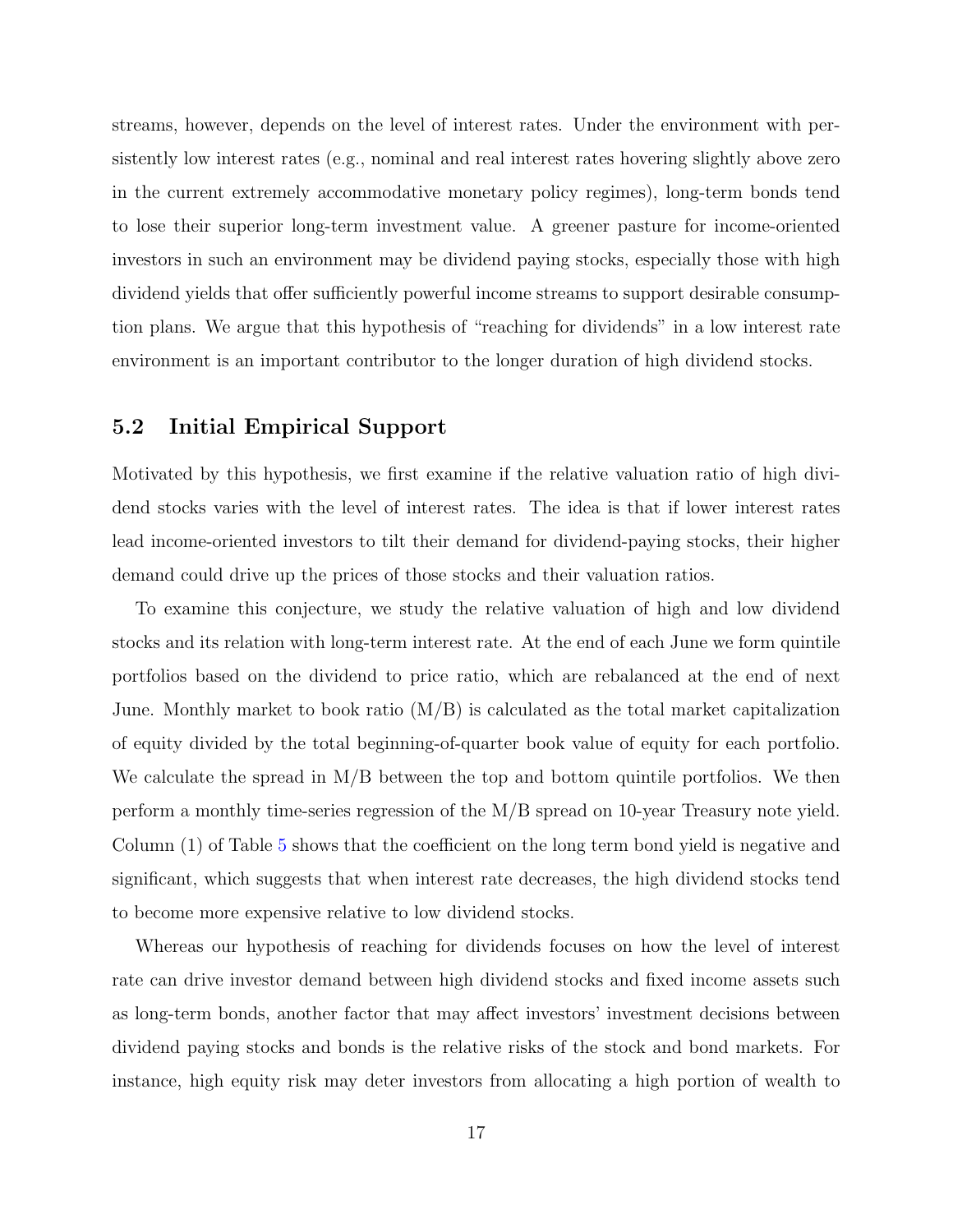streams, however, depends on the level of interest rates. Under the environment with persistently low interest rates (e.g., nominal and real interest rates hovering slightly above zero in the current extremely accommodative monetary policy regimes), long-term bonds tend to lose their superior long-term investment value. A greener pasture for income-oriented investors in such an environment may be dividend paying stocks, especially those with high dividend yields that offer sufficiently powerful income streams to support desirable consumption plans. We argue that this hypothesis of "reaching for dividends" in a low interest rate environment is an important contributor to the longer duration of high dividend stocks.

## 5.2 Initial Empirical Support

Motivated by this hypothesis, we first examine if the relative valuation ratio of high dividend stocks varies with the level of interest rates. The idea is that if lower interest rates lead income-oriented investors to tilt their demand for dividend-paying stocks, their higher demand could drive up the prices of those stocks and their valuation ratios.

To examine this conjecture, we study the relative valuation of high and low dividend stocks and its relation with long-term interest rate. At the end of each June we form quintile portfolios based on the dividend to price ratio, which are rebalanced at the end of next June. Monthly market to book ratio (M/B) is calculated as the total market capitalization of equity divided by the total beginning-of-quarter book value of equity for each portfolio. We calculate the spread in M/B between the top and bottom quintile portfolios. We then perform a monthly time-series regression of the M/B spread on 10-year Treasury note yield. Column (1) of Table 5 shows that the coefficient on the long term bond yield is negative and significant, which suggests that when interest rate decreases, the high dividend stocks tend to become more expensive relative to low dividend stocks.

Whereas our hypothesis of reaching for dividends focuses on how the level of interest rate can drive investor demand between high dividend stocks and fixed income assets such as long-term bonds, another factor that may affect investors' investment decisions between dividend paying stocks and bonds is the relative risks of the stock and bond markets. For instance, high equity risk may deter investors from allocating a high portion of wealth to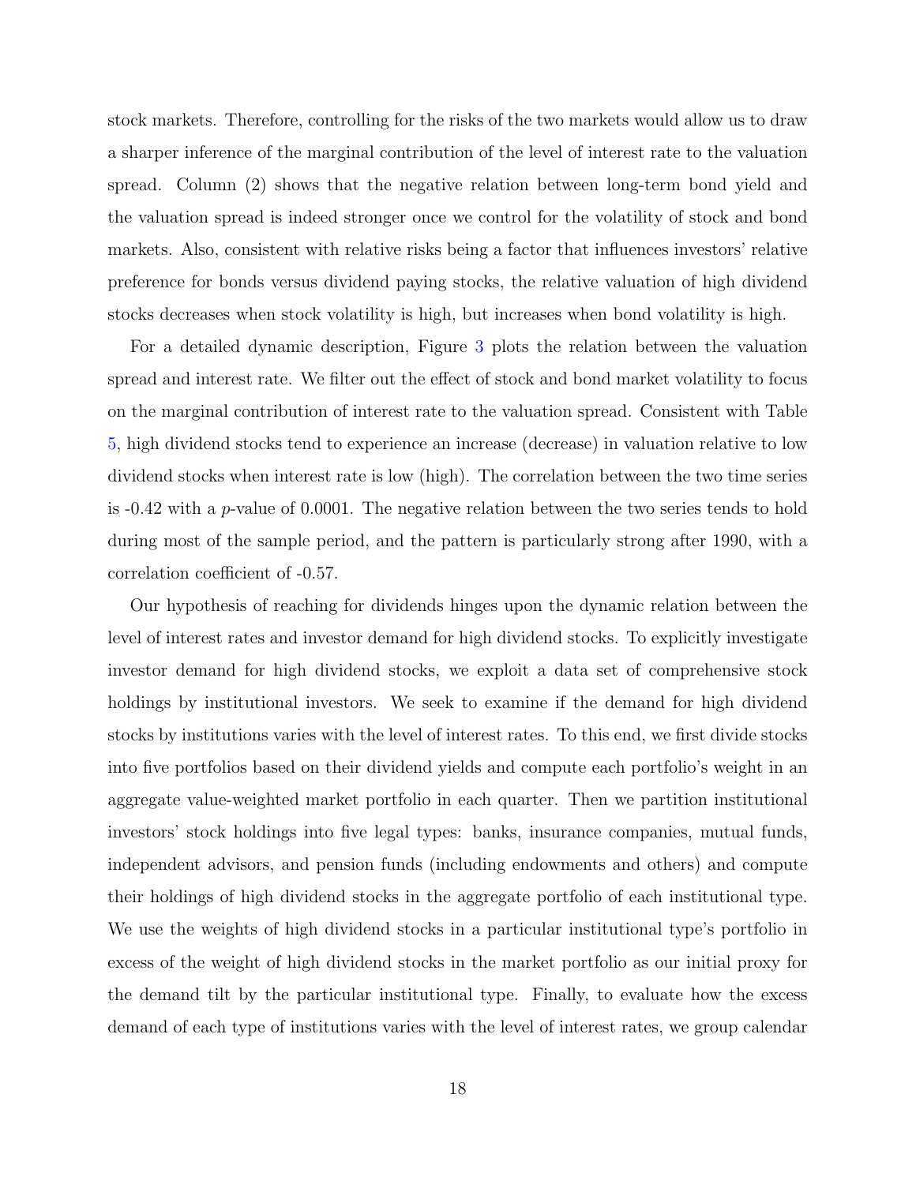stock markets. Therefore, controlling for the risks of the two markets would allow us to draw a sharper inference of the marginal contribution of the level of interest rate to the valuation spread. Column (2) shows that the negative relation between long-term bond yield and the valuation spread is indeed stronger once we control for the volatility of stock and bond markets. Also, consistent with relative risks being a factor that influences investors' relative preference for bonds versus dividend paying stocks, the relative valuation of high dividend stocks decreases when stock volatility is high, but increases when bond volatility is high.

For a detailed dynamic description, Figure 3 plots the relation between the valuation spread and interest rate. We filter out the effect of stock and bond market volatility to focus on the marginal contribution of interest rate to the valuation spread. Consistent with Table 5, high dividend stocks tend to experience an increase (decrease) in valuation relative to low dividend stocks when interest rate is low (high). The correlation between the two time series is -0.42 with a *p*-value of 0.0001. The negative relation between the two series tends to hold during most of the sample period, and the pattern is particularly strong after 1990, with a correlation coefficient of -0.57.

Our hypothesis of reaching for dividends hinges upon the dynamic relation between the level of interest rates and investor demand for high dividend stocks. To explicitly investigate investor demand for high dividend stocks, we exploit a data set of comprehensive stock holdings by institutional investors. We seek to examine if the demand for high dividend stocks by institutions varies with the level of interest rates. To this end, we first divide stocks into five portfolios based on their dividend yields and compute each portfolio's weight in an aggregate value-weighted market portfolio in each quarter. Then we partition institutional investors' stock holdings into five legal types: banks, insurance companies, mutual funds, independent advisors, and pension funds (including endowments and others) and compute their holdings of high dividend stocks in the aggregate portfolio of each institutional type. We use the weights of high dividend stocks in a particular institutional type's portfolio in excess of the weight of high dividend stocks in the market portfolio as our initial proxy for the demand tilt by the particular institutional type. Finally, to evaluate how the excess demand of each type of institutions varies with the level of interest rates, we group calendar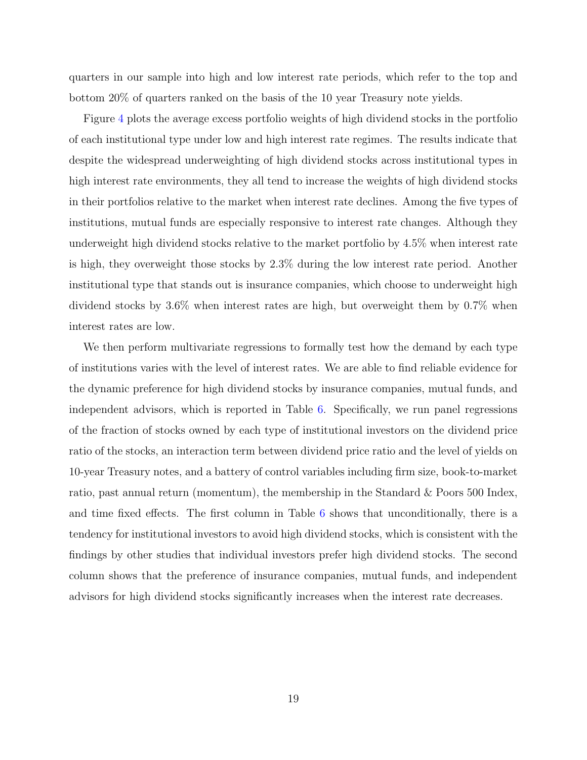quarters in our sample into high and low interest rate periods, which refer to the top and bottom 20% of quarters ranked on the basis of the 10 year Treasury note yields.

Figure 4 plots the average excess portfolio weights of high dividend stocks in the portfolio of each institutional type under low and high interest rate regimes. The results indicate that despite the widespread underweighting of high dividend stocks across institutional types in high interest rate environments, they all tend to increase the weights of high dividend stocks in their portfolios relative to the market when interest rate declines. Among the five types of institutions, mutual funds are especially responsive to interest rate changes. Although they underweight high dividend stocks relative to the market portfolio by 4.5% when interest rate is high, they overweight those stocks by 2.3% during the low interest rate period. Another institutional type that stands out is insurance companies, which choose to underweight high dividend stocks by 3.6% when interest rates are high, but overweight them by 0.7% when interest rates are low.

We then perform multivariate regressions to formally test how the demand by each type of institutions varies with the level of interest rates. We are able to find reliable evidence for the dynamic preference for high dividend stocks by insurance companies, mutual funds, and independent advisors, which is reported in Table 6. Specifically, we run panel regressions of the fraction of stocks owned by each type of institutional investors on the dividend price ratio of the stocks, an interaction term between dividend price ratio and the level of yields on 10-year Treasury notes, and a battery of control variables including firm size, book-to-market ratio, past annual return (momentum), the membership in the Standard & Poors 500 Index, and time fixed effects. The first column in Table 6 shows that unconditionally, there is a tendency for institutional investors to avoid high dividend stocks, which is consistent with the findings by other studies that individual investors prefer high dividend stocks. The second column shows that the preference of insurance companies, mutual funds, and independent advisors for high dividend stocks significantly increases when the interest rate decreases.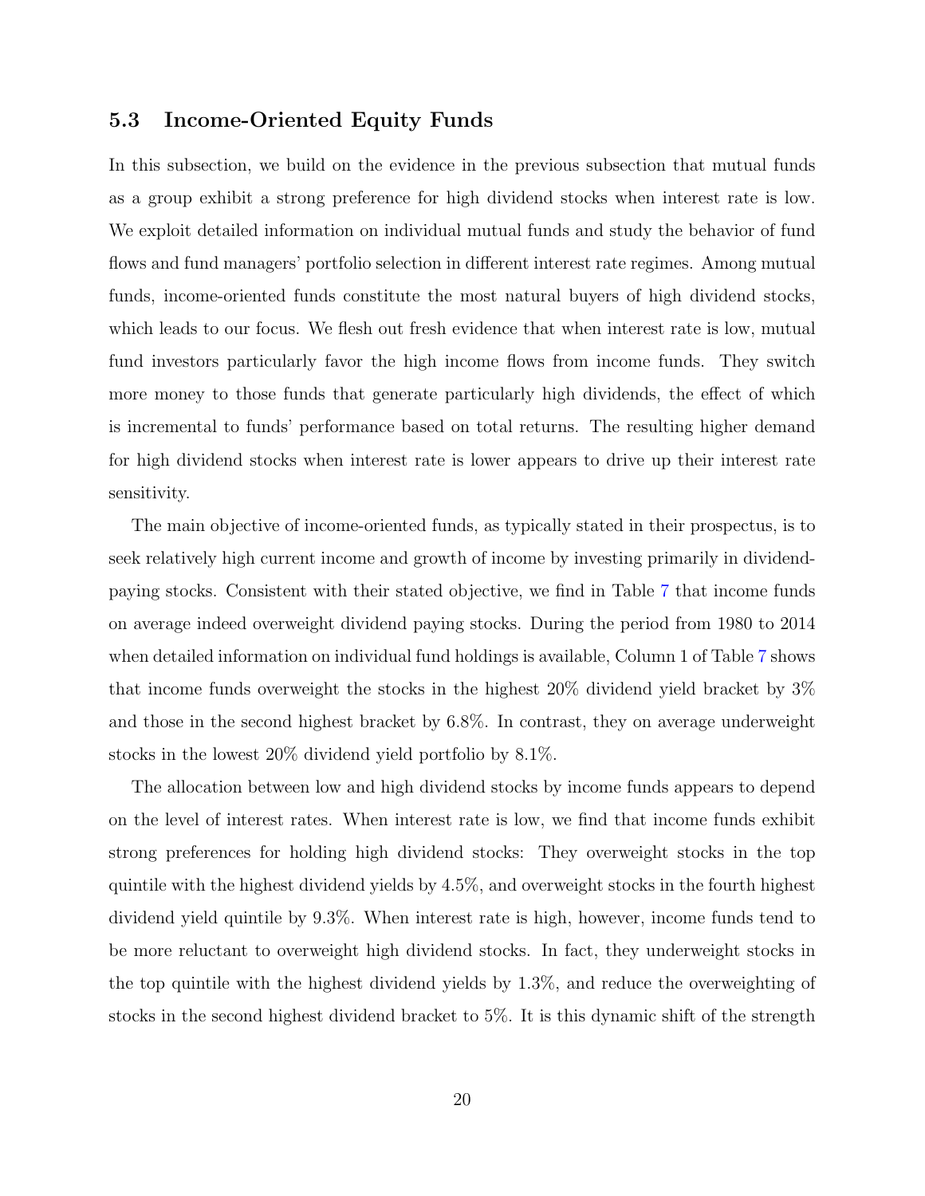## 5.3 Income-Oriented Equity Funds

In this subsection, we build on the evidence in the previous subsection that mutual funds as a group exhibit a strong preference for high dividend stocks when interest rate is low. We exploit detailed information on individual mutual funds and study the behavior of fund flows and fund managers' portfolio selection in different interest rate regimes. Among mutual funds, income-oriented funds constitute the most natural buyers of high dividend stocks, which leads to our focus. We flesh out fresh evidence that when interest rate is low, mutual fund investors particularly favor the high income flows from income funds. They switch more money to those funds that generate particularly high dividends, the effect of which is incremental to funds' performance based on total returns. The resulting higher demand for high dividend stocks when interest rate is lower appears to drive up their interest rate sensitivity.

The main objective of income-oriented funds, as typically stated in their prospectus, is to seek relatively high current income and growth of income by investing primarily in dividend-paying stocks. Consistent with their stated objective, we find in Table 7 that income funds on average indeed overweight dividend paying stocks. During the period from 1980 to 2014 when detailed information on individual fund holdings is available, Column 1 of Table 7 shows that income funds overweight the stocks in the highest 20% dividend yield bracket by 3% and those in the second highest bracket by 6.8%. In contrast, they on average underweight stocks in the lowest 20% dividend yield portfolio by 8.1%.

The allocation between low and high dividend stocks by income funds appears to depend on the level of interest rates. When interest rate is low, we find that income funds exhibit strong preferences for holding high dividend stocks: They overweight stocks in the top quintile with the highest dividend yields by 4.5%, and overweight stocks in the fourth highest dividend yield quintile by 9.3%. When interest rate is high, however, income funds tend to be more reluctant to overweight high dividend stocks. In fact, they underweight stocks in the top quintile with the highest dividend yields by 1.3%, and reduce the overweighting of stocks in the second highest dividend bracket to 5%. It is this dynamic shift of the strength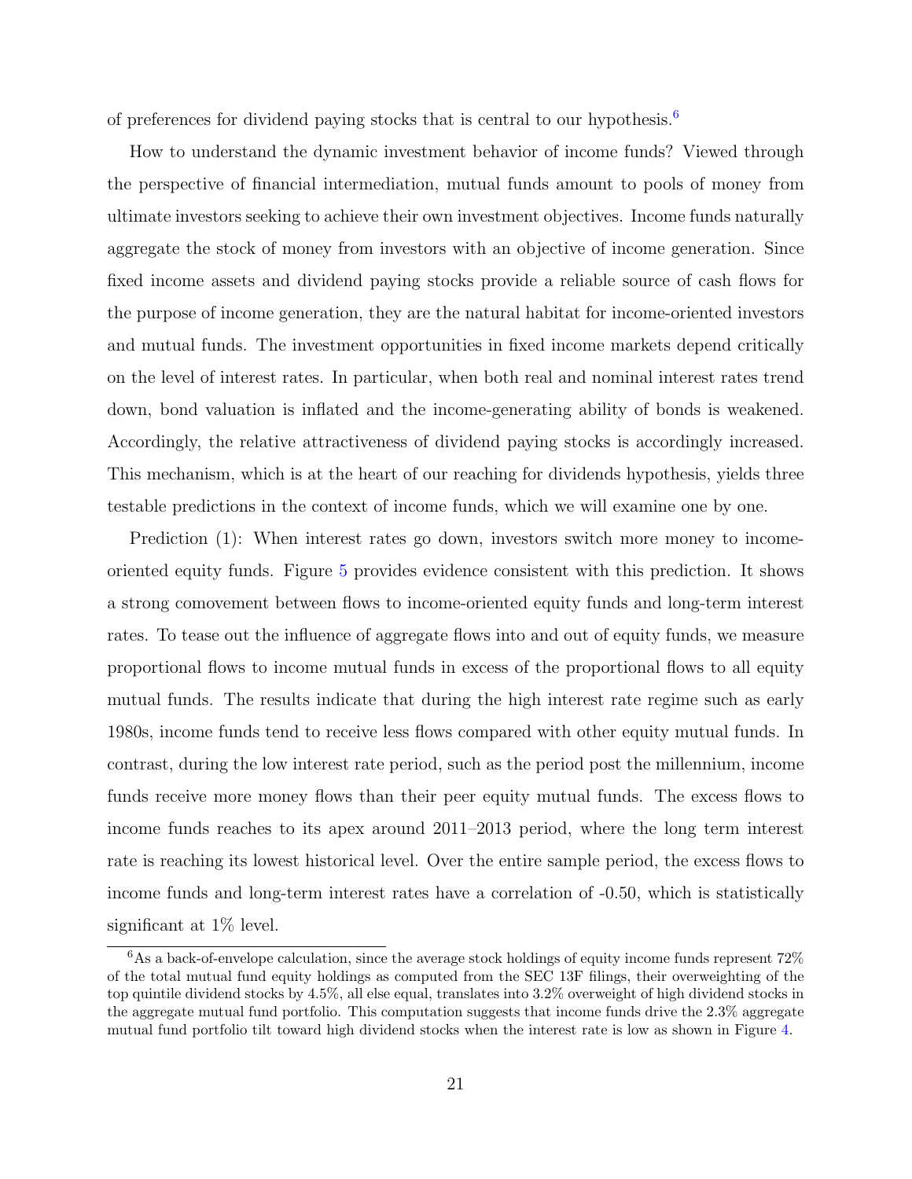of preferences for dividend paying stocks that is central to our hypothesis.[6]

How to understand the dynamic investment behavior of income funds? Viewed through the perspective of financial intermediation, mutual funds amount to pools of money from ultimate investors seeking to achieve their own investment objectives. Income funds naturally aggregate the stock of money from investors with an objective of income generation. Since fixed income assets and dividend paying stocks provide a reliable source of cash flows for the purpose of income generation, they are the natural habitat for income-oriented investors and mutual funds. The investment opportunities in fixed income markets depend critically on the level of interest rates. In particular, when both real and nominal interest rates trend down, bond valuation is inflated and the income-generating ability of bonds is weakened. Accordingly, the relative attractiveness of dividend paying stocks is accordingly increased. This mechanism, which is at the heart of our reaching for dividends hypothesis, yields three testable predictions in the context of income funds, which we will examine one by one.

Prediction (1): When interest rates go down, investors switch more money to income-oriented equity funds. Figure 5 provides evidence consistent with this prediction. It shows a strong comovement between flows to income-oriented equity funds and long-term interest rates. To tease out the influence of aggregate flows into and out of equity funds, we measure proportional flows to income mutual funds in excess of the proportional flows to all equity mutual funds. The results indicate that during the high interest rate regime such as early 1980s, income funds tend to receive less flows compared with other equity mutual funds. In contrast, during the low interest rate period, such as the period post the millennium, income funds receive more money flows than their peer equity mutual funds. The excess flows to income funds reaches to its apex around 2011–2013 period, where the long term interest rate is reaching its lowest historical level. Over the entire sample period, the excess flows to income funds and long-term interest rates have a correlation of -0.50, which is statistically significant at 1% level.

---

[6] As a back-of-envelope calculation, since the average stock holdings of equity income funds represent 72% of the total mutual fund equity holdings as computed from the SEC 13F filings, their overweighting of the top quintile dividend stocks by 4.5%, all else equal, translates into 3.2% overweight of high dividend stocks in the aggregate mutual fund portfolio. This computation suggests that income funds drive the 2.3% aggregate mutual fund portfolio tilt toward high dividend stocks when the interest rate is low as shown in Figure 4.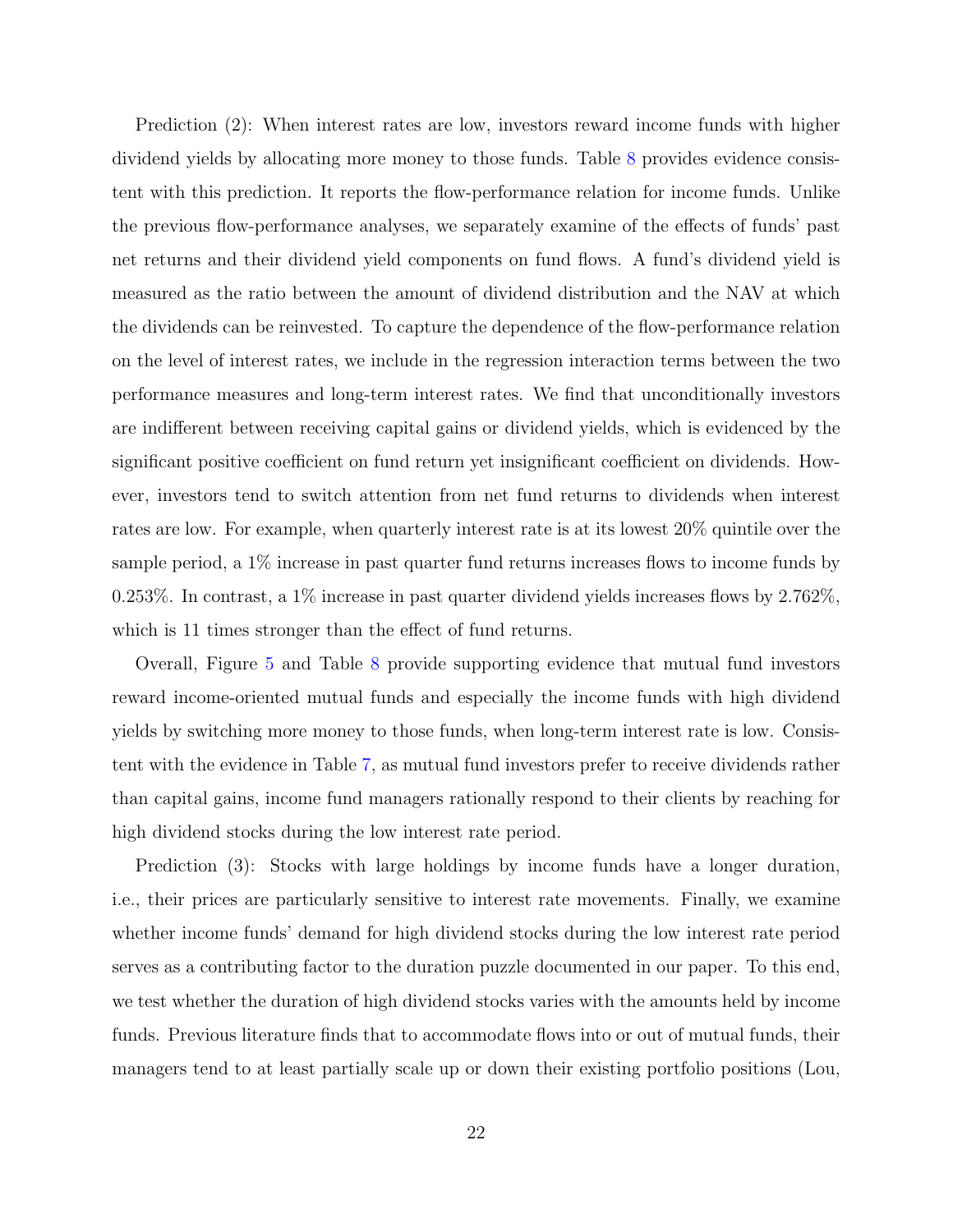Prediction (2): When interest rates are low, investors reward income funds with higher dividend yields by allocating more money to those funds. Table 8 provides evidence consistent with this prediction. It reports the flow-performance relation for income funds. Unlike the previous flow-performance analyses, we separately examine of the effects of funds' past net returns and their dividend yield components on fund flows. A fund's dividend yield is measured as the ratio between the amount of dividend distribution and the NAV at which the dividends can be reinvested. To capture the dependence of the flow-performance relation on the level of interest rates, we include in the regression interaction terms between the two performance measures and long-term interest rates. We find that unconditionally investors are indifferent between receiving capital gains or dividend yields, which is evidenced by the significant positive coefficient on fund return yet insignificant coefficient on dividends. However, investors tend to switch attention from net fund returns to dividends when interest rates are low. For example, when quarterly interest rate is at its lowest 20% quintile over the sample period, a 1% increase in past quarter fund returns increases flows to income funds by 0.253%. In contrast, a 1% increase in past quarter dividend yields increases flows by 2.762%, which is 11 times stronger than the effect of fund returns.

Overall, Figure 5 and Table 8 provide supporting evidence that mutual fund investors reward income-oriented mutual funds and especially the income funds with high dividend yields by switching more money to those funds, when long-term interest rate is low. Consistent with the evidence in Table 7, as mutual fund investors prefer to receive dividends rather than capital gains, income fund managers rationally respond to their clients by reaching for high dividend stocks during the low interest rate period.

Prediction (3): Stocks with large holdings by income funds have a longer duration, i.e., their prices are particularly sensitive to interest rate movements. Finally, we examine whether income funds' demand for high dividend stocks during the low interest rate period serves as a contributing factor to the duration puzzle documented in our paper. To this end, we test whether the duration of high dividend stocks varies with the amounts held by income funds. Previous literature finds that to accommodate flows into or out of mutual funds, their managers tend to at least partially scale up or down their existing portfolio positions (Lou,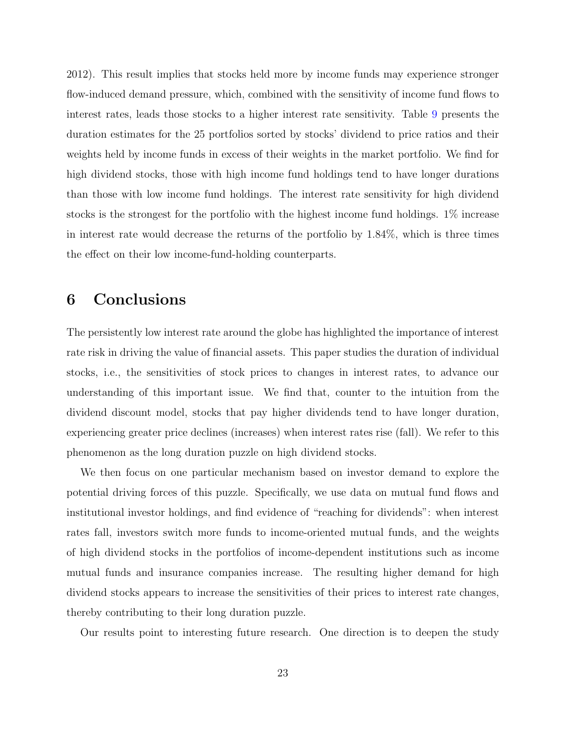2012). This result implies that stocks held more by income funds may experience stronger flow-induced demand pressure, which, combined with the sensitivity of income fund flows to interest rates, leads those stocks to a higher interest rate sensitivity. Table 9 presents the duration estimates for the 25 portfolios sorted by stocks' dividend to price ratios and their weights held by income funds in excess of their weights in the market portfolio. We find for high dividend stocks, those with high income fund holdings tend to have longer durations than those with low income fund holdings. The interest rate sensitivity for high dividend stocks is the strongest for the portfolio with the highest income fund holdings. 1% increase in interest rate would decrease the returns of the portfolio by 1.84%, which is three times the effect on their low income-fund-holding counterparts.

# 6 Conclusions

The persistently low interest rate around the globe has highlighted the importance of interest rate risk in driving the value of financial assets. This paper studies the duration of individual stocks, i.e., the sensitivities of stock prices to changes in interest rates, to advance our understanding of this important issue. We find that, counter to the intuition from the dividend discount model, stocks that pay higher dividends tend to have longer duration, experiencing greater price declines (increases) when interest rates rise (fall). We refer to this phenomenon as the long duration puzzle on high dividend stocks.

We then focus on one particular mechanism based on investor demand to explore the potential driving forces of this puzzle. Specifically, we use data on mutual fund flows and institutional investor holdings, and find evidence of "reaching for dividends": when interest rates fall, investors switch more funds to income-oriented mutual funds, and the weights of high dividend stocks in the portfolios of income-dependent institutions such as income mutual funds and insurance companies increase. The resulting higher demand for high dividend stocks appears to increase the sensitivities of their prices to interest rate changes, thereby contributing to their long duration puzzle.

Our results point to interesting future research. One direction is to deepen the study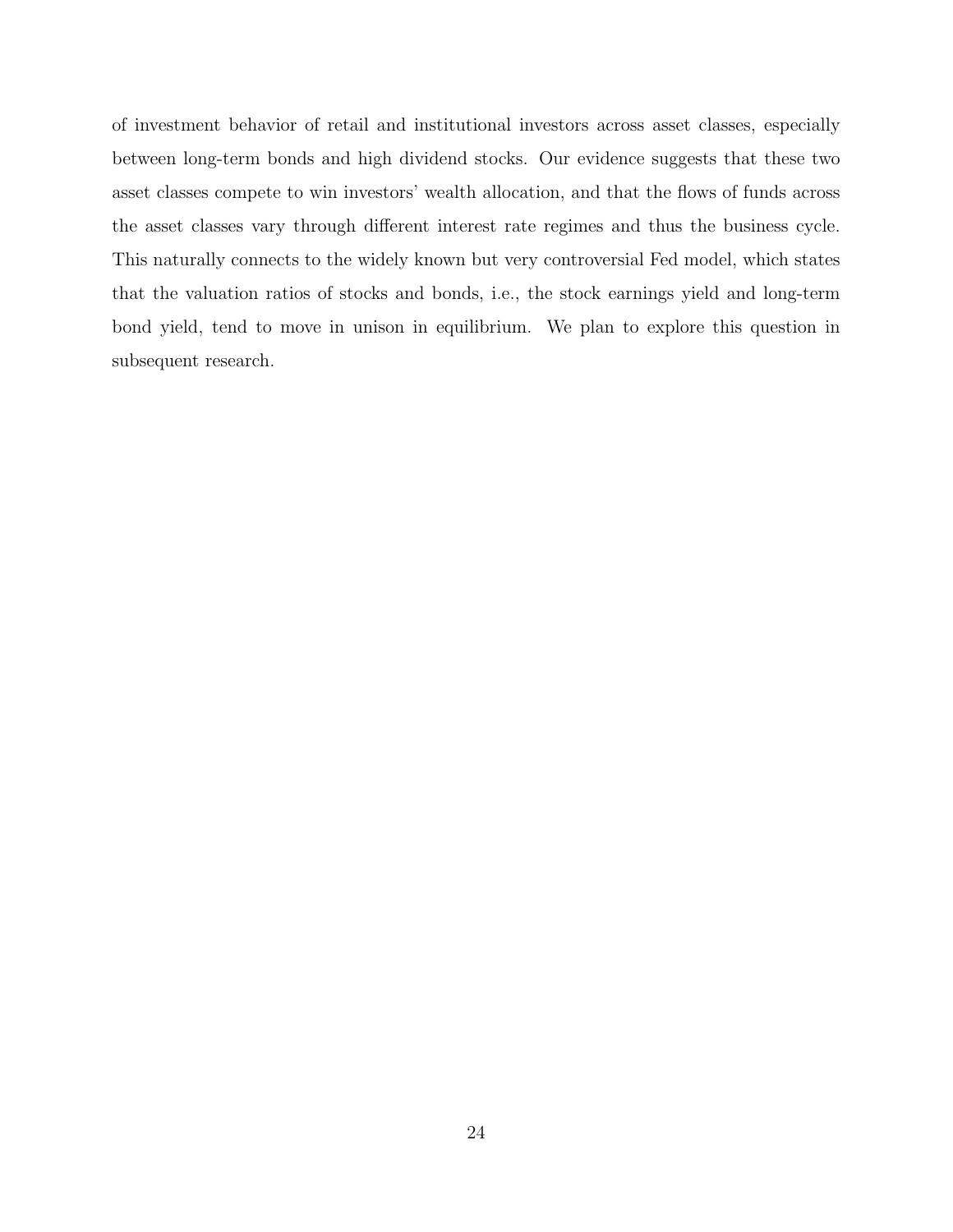of investment behavior of retail and institutional investors across asset classes, especially between long-term bonds and high dividend stocks. Our evidence suggests that these two asset classes compete to win investors' wealth allocation, and that the flows of funds across the asset classes vary through different interest rate regimes and thus the business cycle. This naturally connects to the widely known but very controversial Fed model, which states that the valuation ratios of stocks and bonds, i.e., the stock earnings yield and long-term bond yield, tend to move in unison in equilibrium. We plan to explore this question in subsequent research.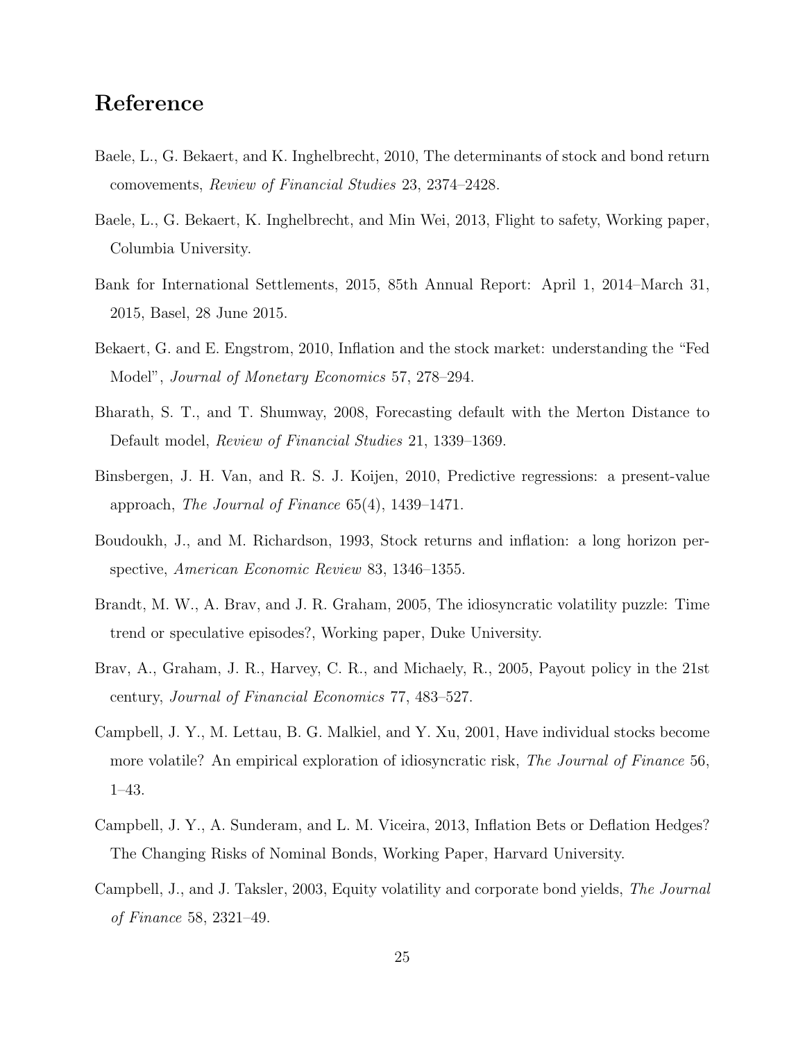# Reference

Baele, L., G. Bekaert, and K. Inghelbrecht, 2010, The determinants of stock and bond return comovements, *Review of Financial Studies* 23, 2374–2428.

Baele, L., G. Bekaert, K. Inghelbrecht, and Min Wei, 2013, Flight to safety, Working paper, Columbia University.

Bank for International Settlements, 2015, 85th Annual Report: April 1, 2014–March 31, 2015, Basel, 28 June 2015.

Bekaert, G. and E. Engstrom, 2010, Inflation and the stock market: understanding the "Fed Model", *Journal of Monetary Economics* 57, 278–294.

Bharath, S. T., and T. Shumway, 2008, Forecasting default with the Merton Distance to Default model, *Review of Financial Studies* 21, 1339–1369.

Binsbergen, J. H. Van, and R. S. J. Koijen, 2010, Predictive regressions: a present-value approach, *The Journal of Finance* 65(4), 1439–1471.

Boudoukh, J., and M. Richardson, 1993, Stock returns and inflation: a long horizon perspective, *American Economic Review* 83, 1346–1355.

Brandt, M. W., A. Brav, and J. R. Graham, 2005, The idiosyncratic volatility puzzle: Time trend or speculative episodes?, Working paper, Duke University.

Brav, A., Graham, J. R., Harvey, C. R., and Michaely, R., 2005, Payout policy in the 21st century, *Journal of Financial Economics* 77, 483–527.

Campbell, J. Y., M. Lettau, B. G. Malkiel, and Y. Xu, 2001, Have individual stocks become more volatile? An empirical exploration of idiosyncratic risk, *The Journal of Finance* 56, 1–43.

Campbell, J. Y., A. Sunderam, and L. M. Viceira, 2013, Inflation Bets or Deflation Hedges? The Changing Risks of Nominal Bonds, Working Paper, Harvard University.

Campbell, J., and J. Taksler, 2003, Equity volatility and corporate bond yields, *The Journal of Finance* 58, 2321–49.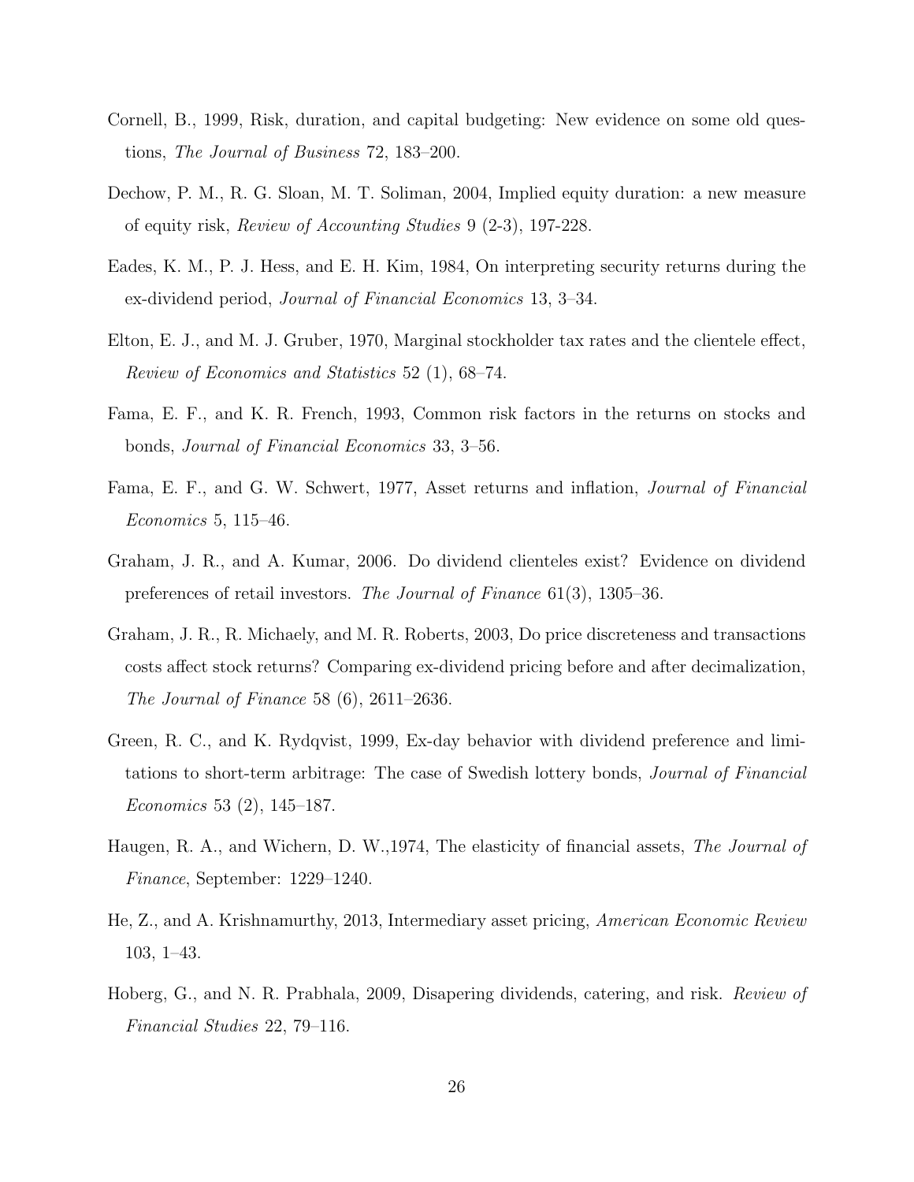Cornell, B., 1999, Risk, duration, and capital budgeting: New evidence on some old questions, *The Journal of Business* 72, 183–200.

Dechow, P. M., R. G. Sloan, M. T. Soliman, 2004, Implied equity duration: a new measure of equity risk, *Review of Accounting Studies* 9 (2-3), 197-228.

Eades, K. M., P. J. Hess, and E. H. Kim, 1984, On interpreting security returns during the ex-dividend period, *Journal of Financial Economics* 13, 3–34.

Elton, E. J., and M. J. Gruber, 1970, Marginal stockholder tax rates and the clientele effect, *Review of Economics and Statistics* 52 (1), 68–74.

Fama, E. F., and K. R. French, 1993, Common risk factors in the returns on stocks and bonds, *Journal of Financial Economics* 33, 3–56.

Fama, E. F., and G. W. Schwert, 1977, Asset returns and inflation, *Journal of Financial Economics* 5, 115–46.

Graham, J. R., and A. Kumar, 2006. Do dividend clienteles exist? Evidence on dividend preferences of retail investors. *The Journal of Finance* 61(3), 1305–36.

Graham, J. R., R. Michaely, and M. R. Roberts, 2003, Do price discreteness and transactions costs affect stock returns? Comparing ex-dividend pricing before and after decimalization, *The Journal of Finance* 58 (6), 2611–2636.

Green, R. C., and K. Rydqvist, 1999, Ex-day behavior with dividend preference and limitations to short-term arbitrage: The case of Swedish lottery bonds, *Journal of Financial Economics* 53 (2), 145–187.

Haugen, R. A., and Wichern, D. W.,1974, The elasticity of financial assets, *The Journal of Finance*, September: 1229–1240.

He, Z., and A. Krishnamurthy, 2013, Intermediary asset pricing, *American Economic Review* 103, 1–43.

Hoberg, G., and N. R. Prabhala, 2009, Disapering dividends, catering, and risk. *Review of Financial Studies* 22, 79–116.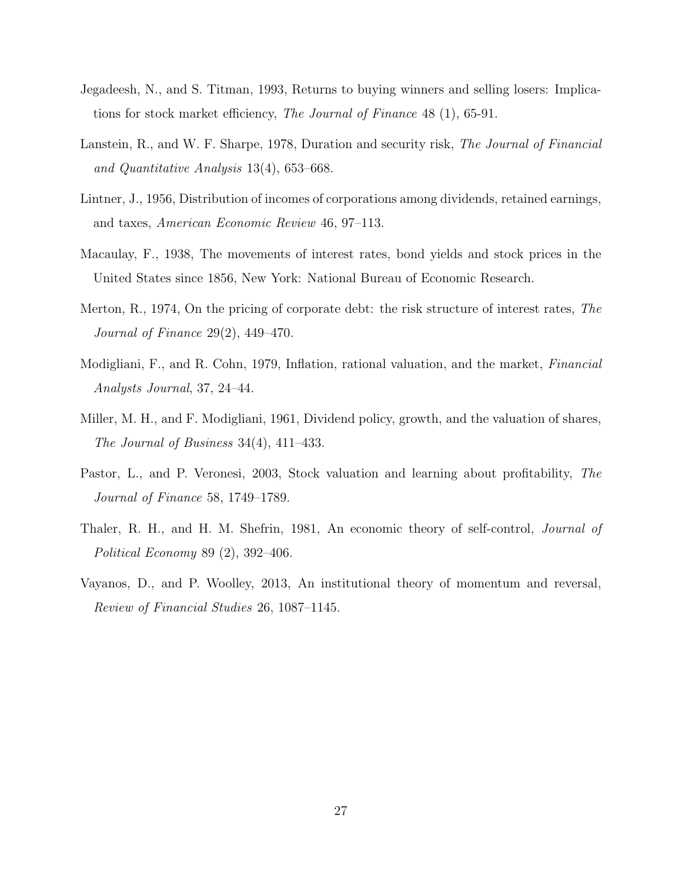Jegadeesh, N., and S. Titman, 1993, Returns to buying winners and selling losers: Implications for stock market efficiency, *The Journal of Finance* 48 (1), 65-91.

Lanstein, R., and W. F. Sharpe, 1978, Duration and security risk, *The Journal of Financial and Quantitative Analysis* 13(4), 653–668.

Lintner, J., 1956, Distribution of incomes of corporations among dividends, retained earnings, and taxes, *American Economic Review* 46, 97–113.

Macaulay, F., 1938, The movements of interest rates, bond yields and stock prices in the United States since 1856, New York: National Bureau of Economic Research.

Merton, R., 1974, On the pricing of corporate debt: the risk structure of interest rates, *The Journal of Finance* 29(2), 449–470.

Modigliani, F., and R. Cohn, 1979, Inflation, rational valuation, and the market, *Financial Analysts Journal*, 37, 24–44.

Miller, M. H., and F. Modigliani, 1961, Dividend policy, growth, and the valuation of shares, *The Journal of Business* 34(4), 411–433.

Pastor, L., and P. Veronesi, 2003, Stock valuation and learning about profitability, *The Journal of Finance* 58, 1749–1789.

Thaler, R. H., and H. M. Shefrin, 1981, An economic theory of self-control, *Journal of Political Economy* 89 (2), 392–406.

Vayanos, D., and P. Woolley, 2013, An institutional theory of momentum and reversal, *Review of Financial Studies* 26, 1087–1145.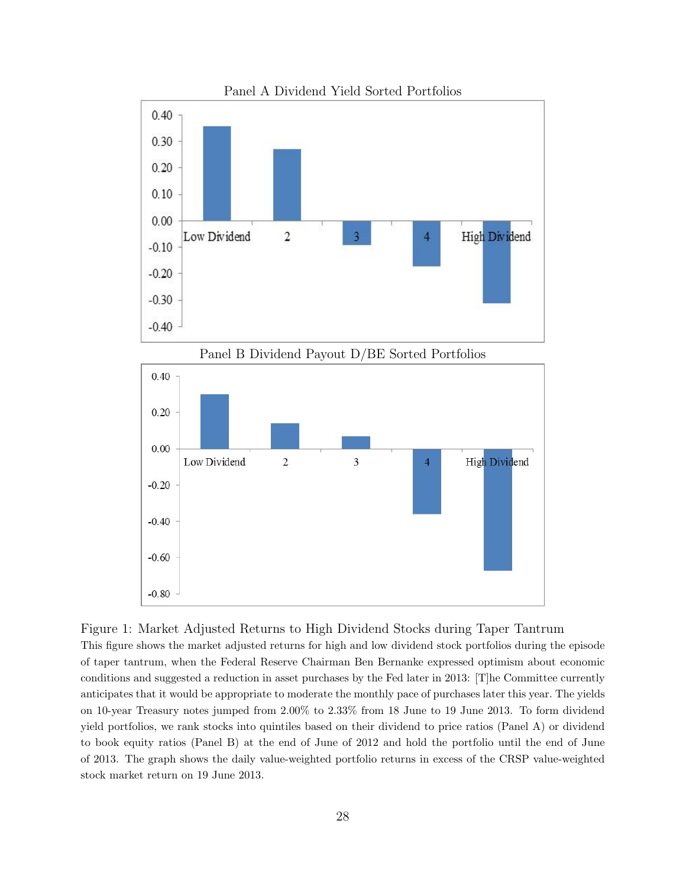Panel A Dividend Yield Sorted Portfolios

Panel B Dividend Payout D/BE Sorted Portfolios

Figure 1: Market Adjusted Returns to High Dividend Stocks during Taper Tantrum

This figure shows the market adjusted returns for high and low dividend stock portfolios during the episode of taper tantrum, when the Federal Reserve Chairman Ben Bernanke expressed optimism about economic conditions and suggested a reduction in asset purchases by the Fed later in 2013: [T]he Committee currently anticipates that it would be appropriate to moderate the monthly pace of purchases later this year. The yields on 10-year Treasury notes jumped from 2.00% to 2.33% from 18 June to 19 June 2013. To form dividend yield portfolios, we rank stocks into quintiles based on their dividend to price ratios (Panel A) or dividend to book equity ratios (Panel B) at the end of June of 2012 and hold the portfolio until the end of June of 2013. The graph shows the daily value-weighted portfolio returns in excess of the CRSP value-weighted stock market return on 19 June 2013.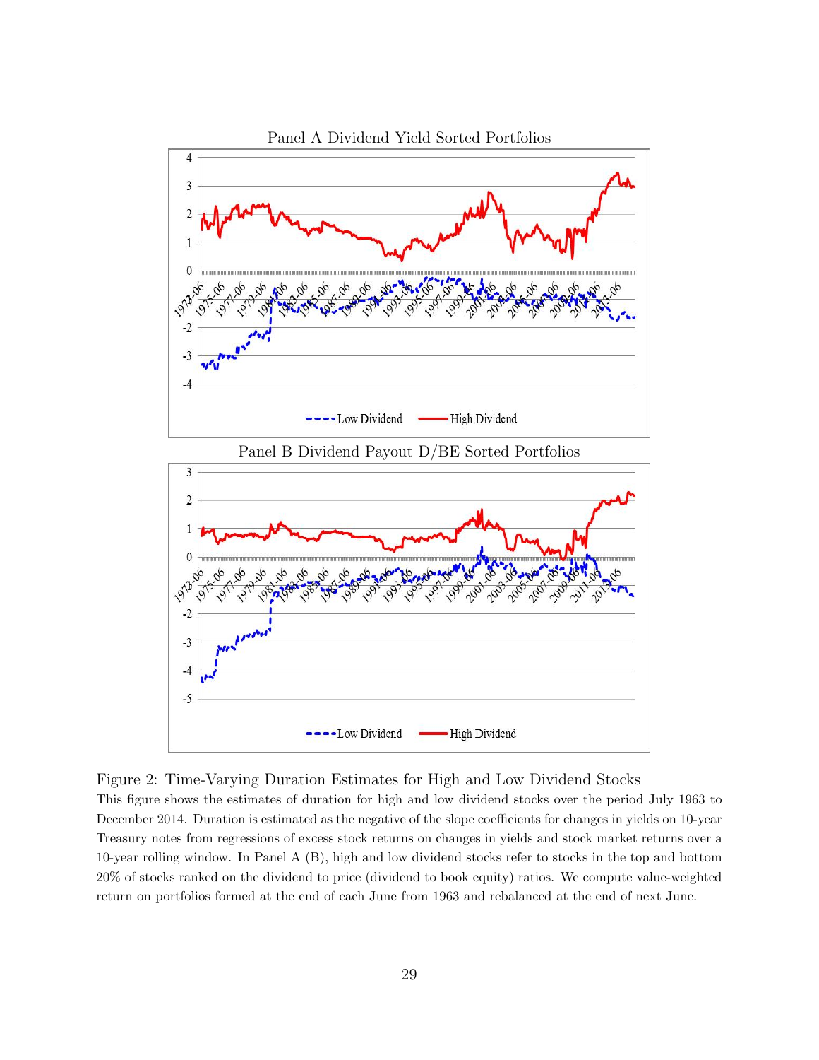Panel A Dividend Yield Sorted Portfolios

Panel B Dividend Payout D/BE Sorted Portfolios

Figure 2: Time-Varying Duration Estimates for High and Low Dividend Stocks

This figure shows the estimates of duration for high and low dividend stocks over the period July 1963 to December 2014. Duration is estimated as the negative of the slope coefficients for changes in yields on 10-year Treasury notes from regressions of excess stock returns on changes in yields and stock market returns over a 10-year rolling window. In Panel A (B), high and low dividend stocks refer to stocks in the top and bottom 20% of stocks ranked on the dividend to price (dividend to book equity) ratios. We compute value-weighted return on portfolios formed at the end of each June from 1963 and rebalanced at the end of next June.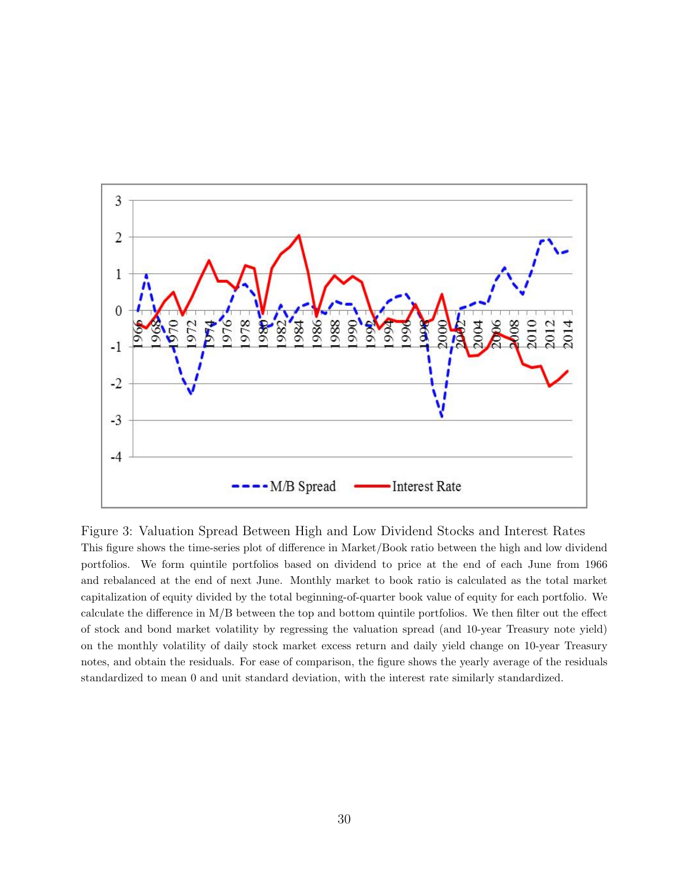Figure 3: Valuation Spread Between High and Low Dividend Stocks and Interest Rates

This figure shows the time-series plot of difference in Market/Book ratio between the high and low dividend portfolios. We form quintile portfolios based on dividend to price at the end of each June from 1966 and rebalanced at the end of next June. Monthly market to book ratio is calculated as the total market capitalization of equity divided by the total beginning-of-quarter book value of equity for each portfolio. We calculate the difference in M/B between the top and bottom quintile portfolios. We then filter out the effect of stock and bond market volatility by regressing the valuation spread (and 10-year Treasury note yield) on the monthly volatility of daily stock market excess return and daily yield change on 10-year Treasury notes, and obtain the residuals. For ease of comparison, the figure shows the yearly average of the residuals standardized to mean 0 and unit standard deviation, with the interest rate similarly standardized.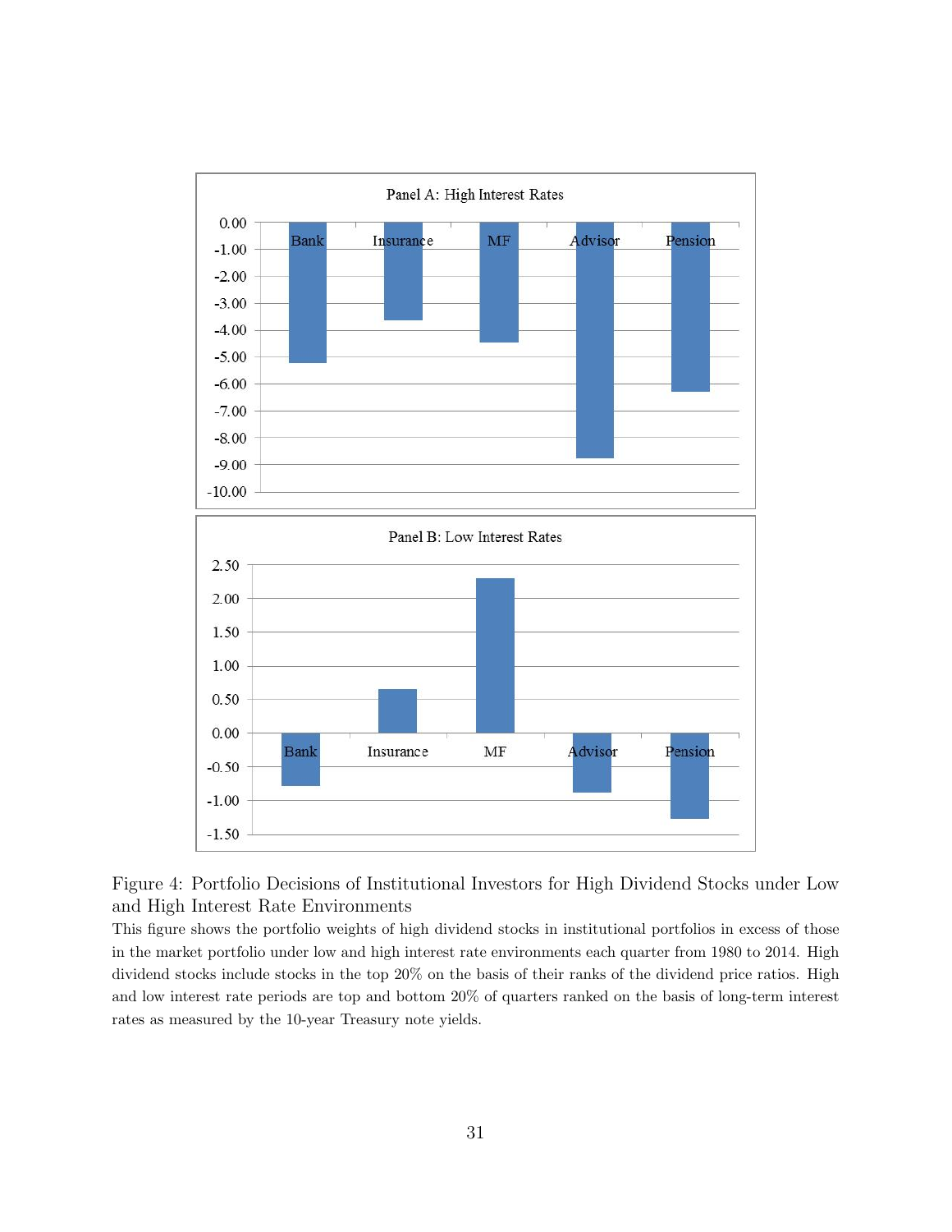Figure 4: Portfolio Decisions of Institutional Investors for High Dividend Stocks under Low and High Interest Rate Environments

This figure shows the portfolio weights of high dividend stocks in institutional portfolios in excess of those in the market portfolio under low and high interest rate environments each quarter from 1980 to 2014. High dividend stocks include stocks in the top 20% on the basis of their ranks of the dividend price ratios. High and low interest rate periods are top and bottom 20% of quarters ranked on the basis of long-term interest rates as measured by the 10-year Treasury note yields.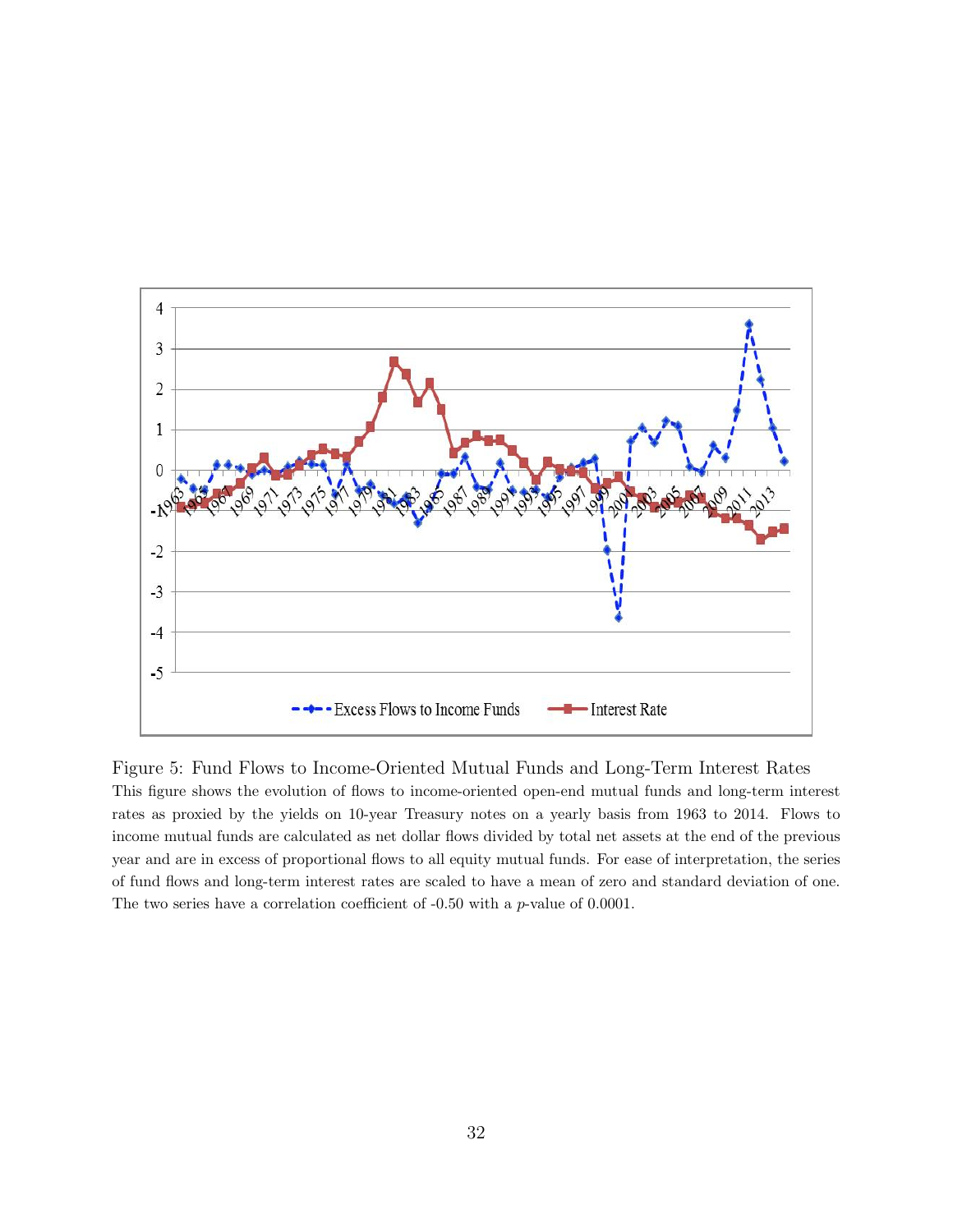Figure 5: Fund Flows to Income-Oriented Mutual Funds and Long-Term Interest Rates

This figure shows the evolution of flows to income-oriented open-end mutual funds and long-term interest rates as proxied by the yields on 10-year Treasury notes on a yearly basis from 1963 to 2014. Flows to income mutual funds are calculated as net dollar flows divided by total net assets at the end of the previous year and are in excess of proportional flows to all equity mutual funds. For ease of interpretation, the series of fund flows and long-term interest rates are scaled to have a mean of zero and standard deviation of one. The two series have a correlation coefficient of -0.50 with a $p$-value of 0.0001.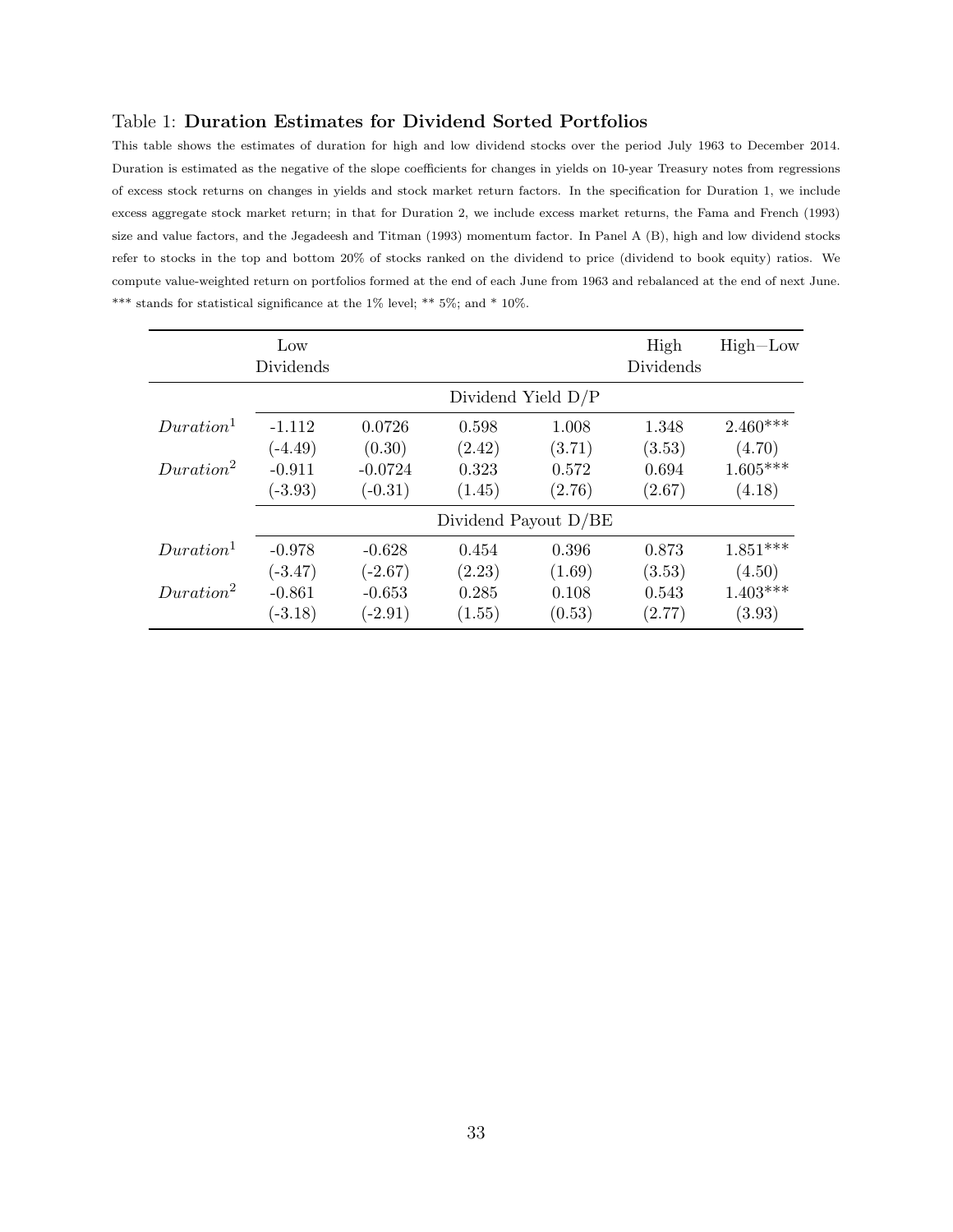Table 1: **Duration Estimates for Dividend Sorted Portfolios**

This table shows the estimates of duration for high and low dividend stocks over the period July 1963 to December 2014. Duration is estimated as the negative of the slope coefficients for changes in yields on 10-year Treasury notes from regressions of excess stock returns on changes in yields and stock market return factors. In the specification for Duration 1, we include excess aggregate stock market return; in that for Duration 2, we include excess market returns, the Fama and French (1993) size and value factors, and the Jegadeesh and Titman (1993) momentum factor. In Panel A (B), high and low dividend stocks refer to stocks in the top and bottom 20% of stocks ranked on the dividend to price (dividend to book equity) ratios. We compute value-weighted return on portfolios formed at the end of each June from 1963 and rebalanced at the end of next June. *** stands for statistical significance at the 1% level; ** 5%; and * 10%.

| | Low Dividends | | | | High Dividends | High−Low |
|---|---|---|---|---|---|---|
| | Dividend Yield D/P | | | | | |
| $Duration^1$ | -1.112 | 0.0726 | 0.598 | 1.008 | 1.348 | 2.460*** |
| | (-4.49) | (0.30) | (2.42) | (3.71) | (3.53) | (4.70) |
| $Duration^2$ | -0.911 | -0.0724 | 0.323 | 0.572 | 0.694 | 1.605*** |
| | (-3.93) | (-0.31) | (1.45) | (2.76) | (2.67) | (4.18) |
| | Dividend Payout D/BE | | | | | |
| $Duration^1$ | -0.978 | -0.628 | 0.454 | 0.396 | 0.873 | 1.851*** |
| | (-3.47) | (-2.67) | (2.23) | (1.69) | (3.53) | (4.50) |
| $Duration^2$ | -0.861 | -0.653 | 0.285 | 0.108 | 0.543 | 1.403*** |
| | (-3.18) | (-2.91) | (1.55) | (0.53) | (2.77) | (3.93) |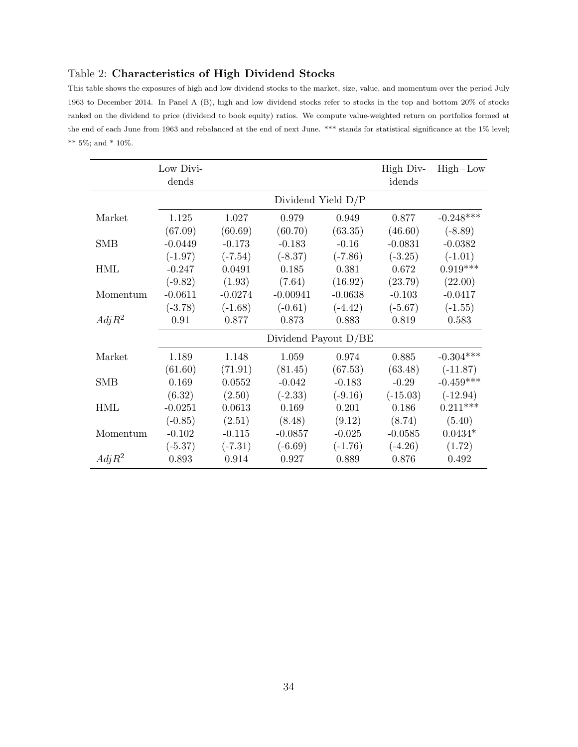Table 2: **Characteristics of High Dividend Stocks**

This table shows the exposures of high and low dividend stocks to the market, size, value, and momentum over the period July 1963 to December 2014. In Panel A (B), high and low dividend stocks refer to stocks in the top and bottom 20% of stocks ranked on the dividend to price (dividend to book equity) ratios. We compute value-weighted return on portfolios formed at the end of each June from 1963 and rebalanced at the end of next June. *** stands for statistical significance at the 1% level; ** 5%; and * 10%.

| | Low Dividends | | | | High Dividends | High−Low |
|---|---|---|---|---|---|---|
| | Dividend Yield D/P | | | | | |
| Market | 1.125 | 1.027 | 0.979 | 0.949 | 0.877 | -0.248*** |
| | (67.09) | (60.69) | (60.70) | (63.35) | (46.60) | (-8.89) |
| SMB | -0.0449 | -0.173 | -0.183 | -0.16 | -0.0831 | -0.0382 |
| | (-1.97) | (-7.54) | (-8.37) | (-7.86) | (-3.25) | (-1.01) |
| HML | -0.247 | 0.0491 | 0.185 | 0.381 | 0.672 | 0.919*** |
| | (-9.82) | (1.93) | (7.64) | (16.92) | (23.79) | (22.00) |
| Momentum | -0.0611 | -0.0274 | -0.00941 | -0.0638 | -0.103 | -0.0417 |
| | (-3.78) | (-1.68) | (-0.61) | (-4.42) | (-5.67) | (-1.55) |
| $AdjR^2$ | 0.91 | 0.877 | 0.873 | 0.883 | 0.819 | 0.583 |
| | Dividend Payout D/BE | | | | | |
| Market | 1.189 | 1.148 | 1.059 | 0.974 | 0.885 | -0.304*** |
| | (61.60) | (71.91) | (81.45) | (67.53) | (63.48) | (-11.87) |
| SMB | 0.169 | 0.0552 | -0.042 | -0.183 | -0.29 | -0.459*** |
| | (6.32) | (2.50) | (-2.33) | (-9.16) | (-15.03) | (-12.94) |
| HML | -0.0251 | 0.0613 | 0.169 | 0.201 | 0.186 | 0.211*** |
| | (-0.85) | (2.51) | (8.48) | (9.12) | (8.74) | (5.40) |
| Momentum | -0.102 | -0.115 | -0.0857 | -0.025 | -0.0585 | 0.0434* |
| | (-5.37) | (-7.31) | (-6.69) | (-1.76) | (-4.26) | (1.72) |
| $AdjR^2$ | 0.893 | 0.914 | 0.927 | 0.889 | 0.876 | 0.492 |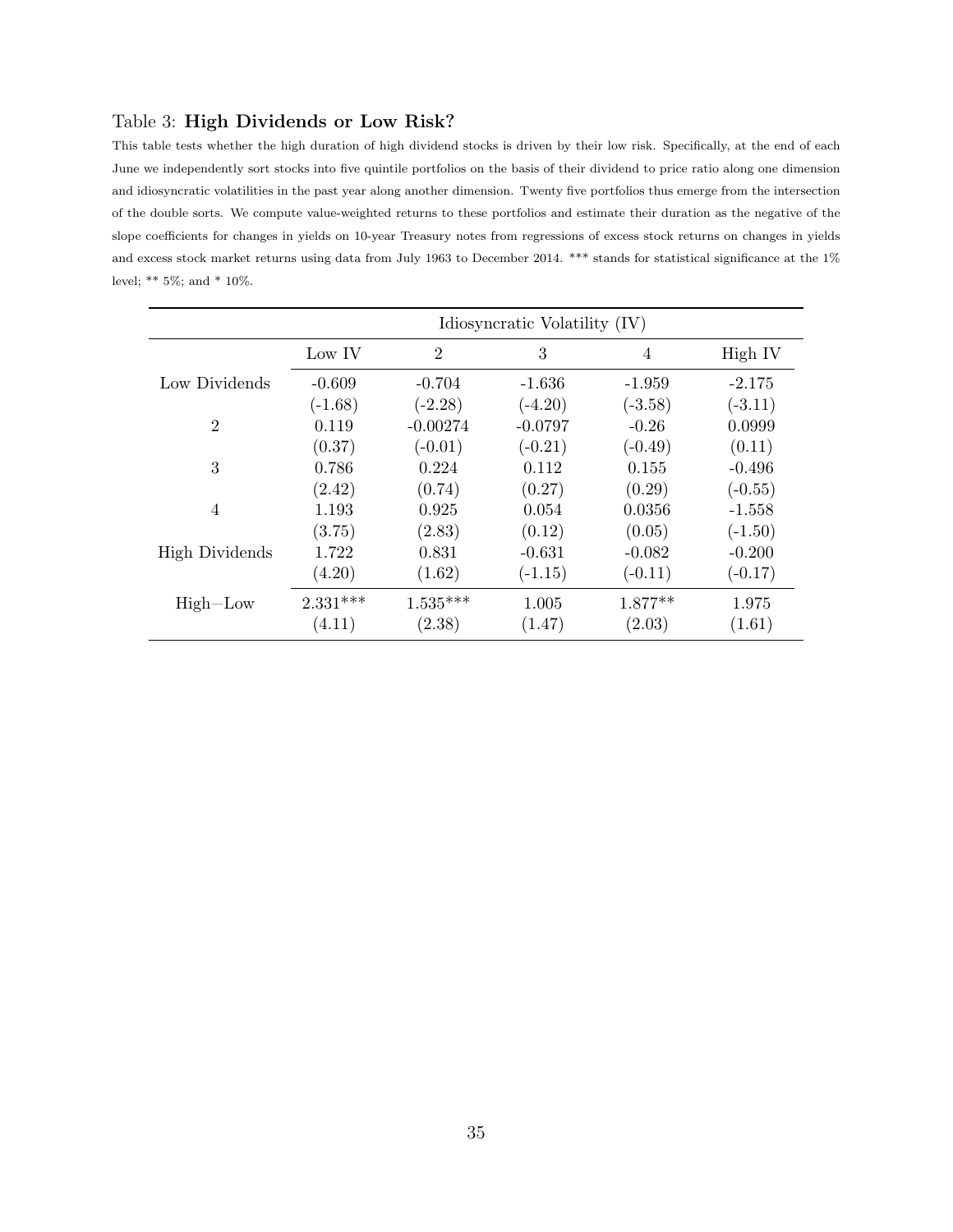Table 3: **High Dividends or Low Risk?**

This table tests whether the high duration of high dividend stocks is driven by their low risk. Specifically, at the end of each June we independently sort stocks into five quintile portfolios on the basis of their dividend to price ratio along one dimension and idiosyncratic volatilities in the past year along another dimension. Twenty five portfolios thus emerge from the intersection of the double sorts. We compute value-weighted returns to these portfolios and estimate their duration as the negative of the slope coefficients for changes in yields on 10-year Treasury notes from regressions of excess stock returns on changes in yields and excess stock market returns using data from July 1963 to December 2014. *** stands for statistical significance at the 1% level; ** 5%; and * 10%.

| | Idiosyncratic Volatility (IV) | | | | |
|---|---|---|---|---|---|
| | Low IV | 2 | 3 | 4 | High IV |
| Low Dividends | -0.609 | -0.704 | -1.636 | -1.959 | -2.175 |
| | (-1.68) | (-2.28) | (-4.20) | (-3.58) | (-3.11) |
| 2 | 0.119 | -0.00274 | -0.0797 | -0.26 | 0.0999 |
| | (0.37) | (-0.01) | (-0.21) | (-0.49) | (0.11) |
| 3 | 0.786 | 0.224 | 0.112 | 0.155 | -0.496 |
| | (2.42) | (0.74) | (0.27) | (0.29) | (-0.55) |
| 4 | 1.193 | 0.925 | 0.054 | 0.0356 | -1.558 |
| | (3.75) | (2.83) | (0.12) | (0.05) | (-1.50) |
| High Dividends | 1.722 | 0.831 | -0.631 | -0.082 | -0.200 |
| | (4.20) | (1.62) | (-1.15) | (-0.11) | (-0.17) |
| High−Low | 2.331*** | 1.535*** | 1.005 | 1.877** | 1.975 |
| | (4.11) | (2.38) | (1.47) | (2.03) | (1.61) |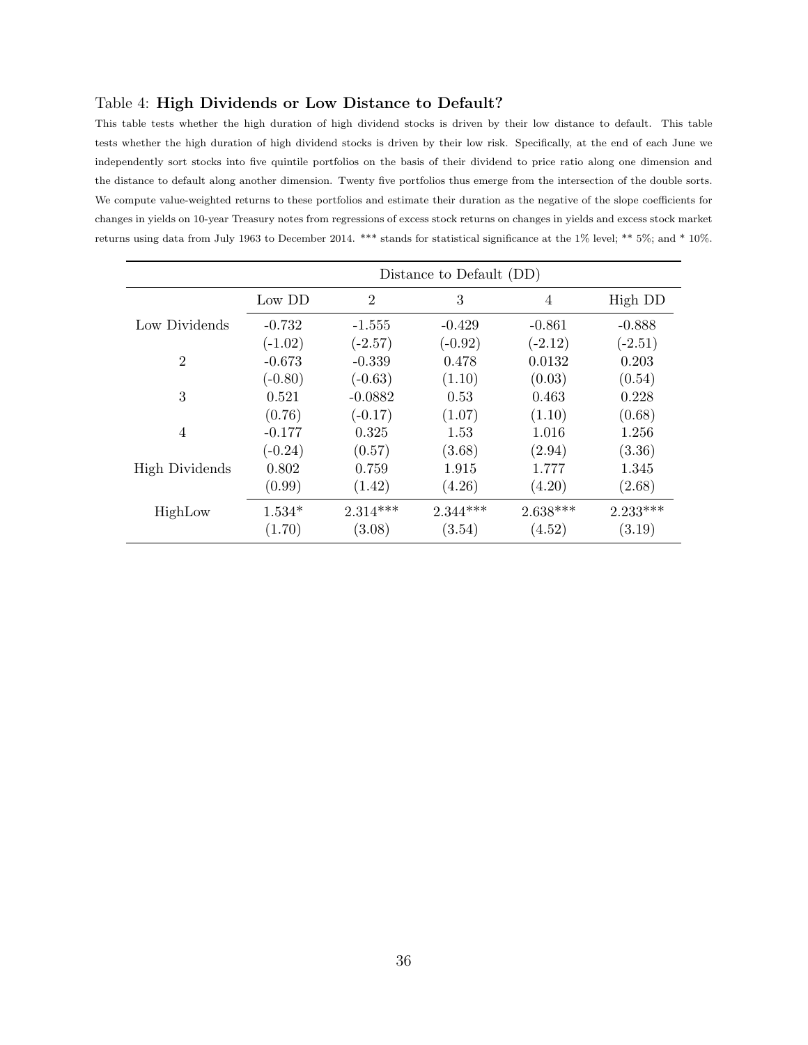Table 4: **High Dividends or Low Distance to Default?**

This table tests whether the high duration of high dividend stocks is driven by their low distance to default. This table tests whether the high duration of high dividend stocks is driven by their low risk. Specifically, at the end of each June we independently sort stocks into five quintile portfolios on the basis of their dividend to price ratio along one dimension and the distance to default along another dimension. Twenty five portfolios thus emerge from the intersection of the double sorts. We compute value-weighted returns to these portfolios and estimate their duration as the negative of the slope coefficients for changes in yields on 10-year Treasury notes from regressions of excess stock returns on changes in yields and excess stock market returns using data from July 1963 to December 2014. *** stands for statistical significance at the 1% level; ** 5%; and * 10%.

| | Distance to Default (DD) | | | | |
|---|---|---|---|---|---|
| | Low DD | 2 | 3 | 4 | High DD |
| Low Dividends | -0.732 | -1.555 | -0.429 | -0.861 | -0.888 |
| | (-1.02) | (-2.57) | (-0.92) | (-2.12) | (-2.51) |
| 2 | -0.673 | -0.339 | 0.478 | 0.0132 | 0.203 |
| | (-0.80) | (-0.63) | (1.10) | (0.03) | (0.54) |
| 3 | 0.521 | -0.0882 | 0.53 | 0.463 | 0.228 |
| | (0.76) | (-0.17) | (1.07) | (1.10) | (0.68) |
| 4 | -0.177 | 0.325 | 1.53 | 1.016 | 1.256 |
| | (-0.24) | (0.57) | (3.68) | (2.94) | (3.36) |
| High Dividends | 0.802 | 0.759 | 1.915 | 1.777 | 1.345 |
| | (0.99) | (1.42) | (4.26) | (4.20) | (2.68) |
| HighLow | 1.534* | 2.314*** | 2.344*** | 2.638*** | 2.233*** |
| | (1.70) | (3.08) | (3.54) | (4.52) | (3.19) |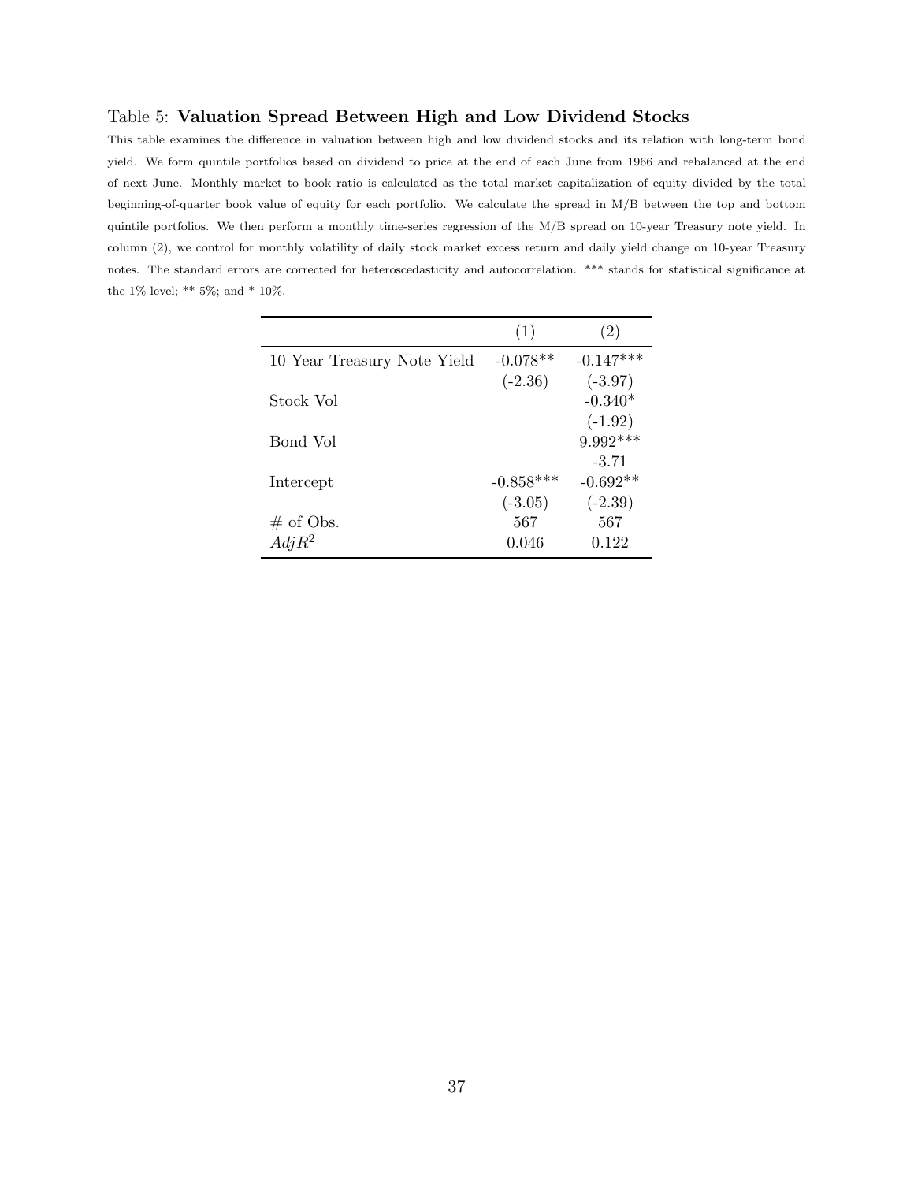Table 5: **Valuation Spread Between High and Low Dividend Stocks**

This table examines the difference in valuation between high and low dividend stocks and its relation with long-term bond yield. We form quintile portfolios based on dividend to price at the end of each June from 1966 and rebalanced at the end of next June. Monthly market to book ratio is calculated as the total market capitalization of equity divided by the total beginning-of-quarter book value of equity for each portfolio. We calculate the spread in M/B between the top and bottom quintile portfolios. We then perform a monthly time-series regression of the M/B spread on 10-year Treasury note yield. In column (2), we control for monthly volatility of daily stock market excess return and daily yield change on 10-year Treasury notes. The standard errors are corrected for heteroscedasticity and autocorrelation. *** stands for statistical significance at the 1% level; ** 5%; and * 10%.

| | (1) | (2) |
|---|---|---|
| 10 Year Treasury Note Yield | -0.078** | -0.147*** |
| | (-2.36) | (-3.97) |
| Stock Vol | | -0.340* |
| | | (-1.92) |
| Bond Vol | | 9.992*** |
| | | -3.71 |
| Intercept | -0.858*** | -0.692** |
| | (-3.05) | (-2.39) |
| # of Obs. | 567 | 567 |
| $Adj R^2$ | 0.046 | 0.122 |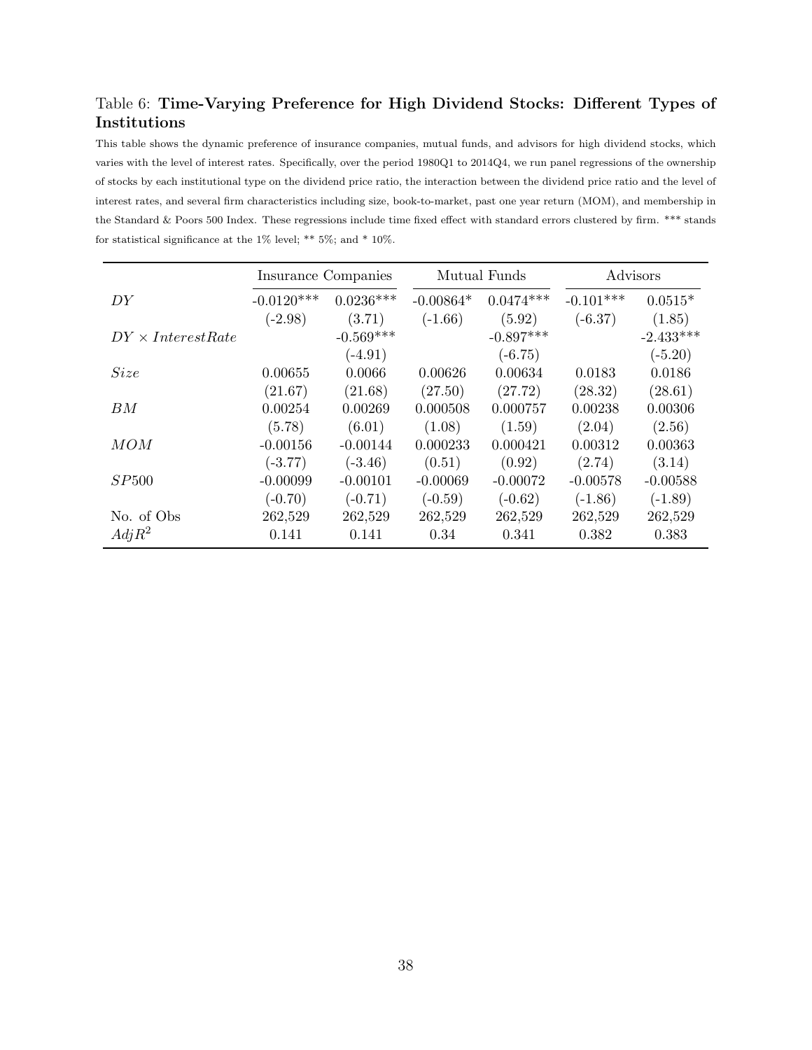Table 6: **Time-Varying Preference for High Dividend Stocks: Different Types of Institutions**

This table shows the dynamic preference of insurance companies, mutual funds, and advisors for high dividend stocks, which varies with the level of interest rates. Specifically, over the period 1980Q1 to 2014Q4, we run panel regressions of the ownership of stocks by each institutional type on the dividend price ratio, the interaction between the dividend price ratio and the level of interest rates, and several firm characteristics including size, book-to-market, past one year return (MOM), and membership in the Standard & Poors 500 Index. These regressions include time fixed effect with standard errors clustered by firm. *** stands for statistical significance at the 1% level; ** 5%; and * 10%.

| | Insurance Companies | | Mutual Funds | | Advisors | |
|---|---|---|---|---|---|---|
| $DY$ | -0.0120*** | 0.0236*** | -0.00864* | 0.0474*** | -0.101*** | 0.0515* |
| | (-2.98) | (3.71) | (-1.66) | (5.92) | (-6.37) | (1.85) |
| $DY \times InterestRate$ | | -0.569*** | | -0.897*** | | -2.433*** |
| | | (-4.91) | | (-6.75) | | (-5.20) |
| $Size$ | 0.00655 | 0.0066 | 0.00626 | 0.00634 | 0.0183 | 0.0186 |
| | (21.67) | (21.68) | (27.50) | (27.72) | (28.32) | (28.61) |
| $BM$ | 0.00254 | 0.00269 | 0.000508 | 0.000757 | 0.00238 | 0.00306 |
| | (5.78) | (6.01) | (1.08) | (1.59) | (2.04) | (2.56) |
| $MOM$ | -0.00156 | -0.00144 | 0.000233 | 0.000421 | 0.00312 | 0.00363 |
| | (-3.77) | (-3.46) | (0.51) | (0.92) | (2.74) | (3.14) |
| $SP500$ | -0.00099 | -0.00101 | -0.00069 | -0.00072 | -0.00578 | -0.00588 |
| | (-0.70) | (-0.71) | (-0.59) | (-0.62) | (-1.86) | (-1.89) |
| No. of Obs | 262,529 | 262,529 | 262,529 | 262,529 | 262,529 | 262,529 |
| $AdjR^2$ | 0.141 | 0.141 | 0.34 | 0.341 | 0.382 | 0.383 |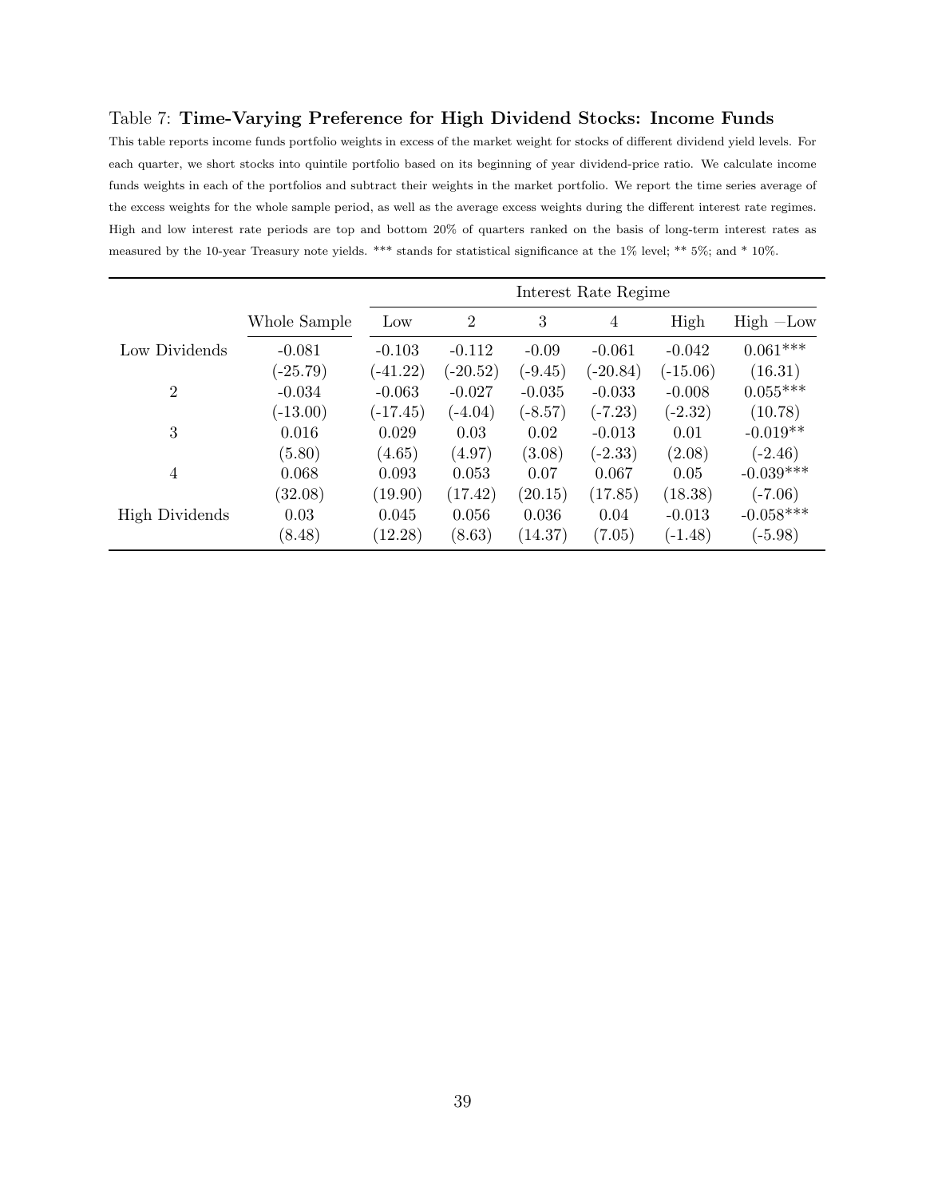Table 7: **Time-Varying Preference for High Dividend Stocks: Income Funds**

This table reports income funds portfolio weights in excess of the market weight for stocks of different dividend yield levels. For each quarter, we short stocks into quintile portfolio based on its beginning of year dividend-price ratio. We calculate income funds weights in each of the portfolios and subtract their weights in the market portfolio. We report the time series average of the excess weights for the whole sample period, as well as the average excess weights during the different interest rate regimes. High and low interest rate periods are top and bottom 20% of quarters ranked on the basis of long-term interest rates as measured by the 10-year Treasury note yields. *** stands for statistical significance at the 1% level; ** 5%; and * 10%.

| | | Interest Rate Regime | | | | | |
|---|---|---|---|---|---|---|---|
| | Whole Sample | Low | 2 | 3 | 4 | High | High −Low |
| Low Dividends | -0.081 | -0.103 | -0.112 | -0.09 | -0.061 | -0.042 | 0.061*** |
| | (-25.79) | (-41.22) | (-20.52) | (-9.45) | (-20.84) | (-15.06) | (16.31) |
| 2 | -0.034 | -0.063 | -0.027 | -0.035 | -0.033 | -0.008 | 0.055*** |
| | (-13.00) | (-17.45) | (-4.04) | (-8.57) | (-7.23) | (-2.32) | (10.78) |
| 3 | 0.016 | 0.029 | 0.03 | 0.02 | -0.013 | 0.01 | -0.019** |
| | (5.80) | (4.65) | (4.97) | (3.08) | (-2.33) | (2.08) | (-2.46) |
| 4 | 0.068 | 0.093 | 0.053 | 0.07 | 0.067 | 0.05 | -0.039*** |
| | (32.08) | (19.90) | (17.42) | (20.15) | (17.85) | (18.38) | (-7.06) |
| High Dividends | 0.03 | 0.045 | 0.056 | 0.036 | 0.04 | -0.013 | -0.058*** |
| | (8.48) | (12.28) | (8.63) | (14.37) | (7.05) | (-1.48) | (-5.98) |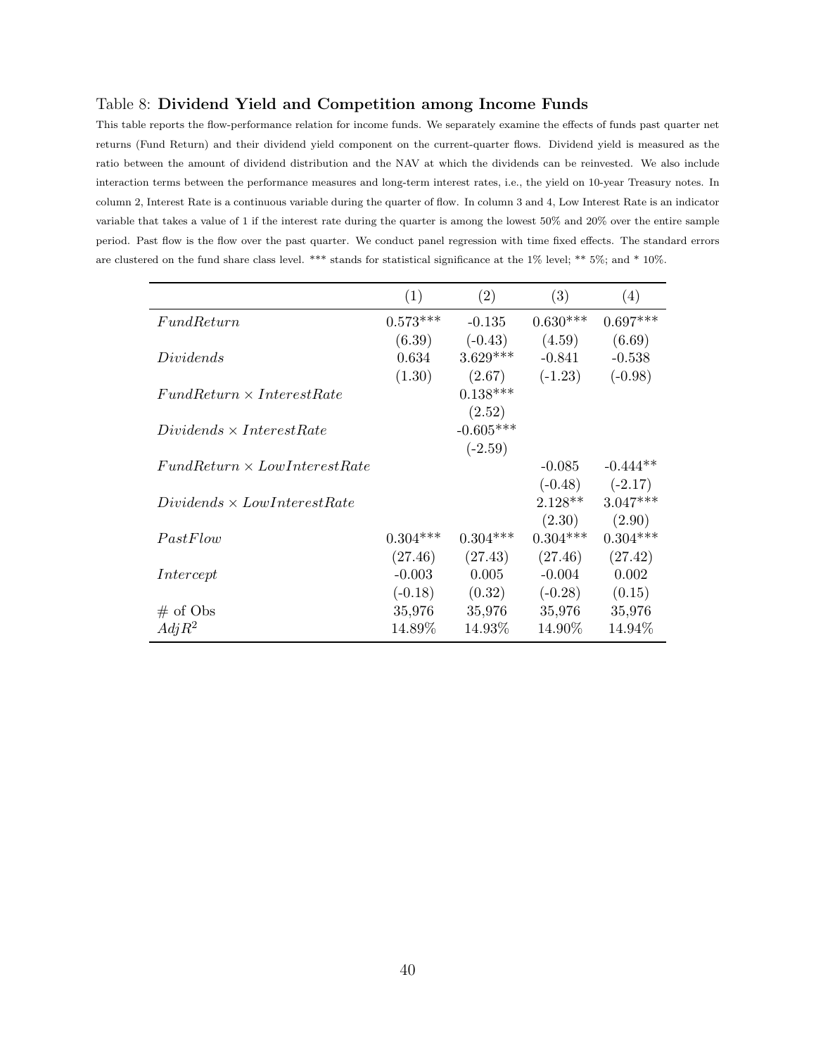Table 8: **Dividend Yield and Competition among Income Funds**

This table reports the flow-performance relation for income funds. We separately examine the effects of funds past quarter net returns (Fund Return) and their dividend yield component on the current-quarter flows. Dividend yield is measured as the ratio between the amount of dividend distribution and the NAV at which the dividends can be reinvested. We also include interaction terms between the performance measures and long-term interest rates, i.e., the yield on 10-year Treasury notes. In column 2, Interest Rate is a continuous variable during the quarter of flow. In column 3 and 4, Low Interest Rate is an indicator variable that takes a value of 1 if the interest rate during the quarter is among the lowest 50% and 20% over the entire sample period. Past flow is the flow over the past quarter. We conduct panel regression with time fixed effects. The standard errors are clustered on the fund share class level. *** stands for statistical significance at the 1% level; ** 5%; and * 10%.

| | (1) | (2) | (3) | (4) |
|---|---|---|---|---|
| $FundReturn$ | 0.573*** | -0.135 | 0.630*** | 0.697*** |
| | (6.39) | (-0.43) | (4.59) | (6.69) |
| $Dividends$ | 0.634 | 3.629*** | -0.841 | -0.538 |
| | (1.30) | (2.67) | (-1.23) | (-0.98) |
| $FundReturn \times InterestRate$ | | 0.138*** | | |
| | | (2.52) | | |
| $Dividends \times InterestRate$ | | -0.605*** | | |
| | | (-2.59) | | |
| $FundReturn \times LowInterestRate$ | | | -0.085 | -0.444** |
| | | | (-0.48) | (-2.17) |
| $Dividends \times LowInterestRate$ | | | 2.128** | 3.047*** |
| | | | (2.30) | (2.90) |
| $PastFlow$ | 0.304*** | 0.304*** | 0.304*** | 0.304*** |
| | (27.46) | (27.43) | (27.46) | (27.42) |
| $Intercept$ | -0.003 | 0.005 | -0.004 | 0.002 |
| | (-0.18) | (0.32) | (-0.28) | (0.15) |
| # of Obs | 35,976 | 35,976 | 35,976 | 35,976 |
| $AdjR^2$ | 14.89% | 14.93% | 14.90% | 14.94% |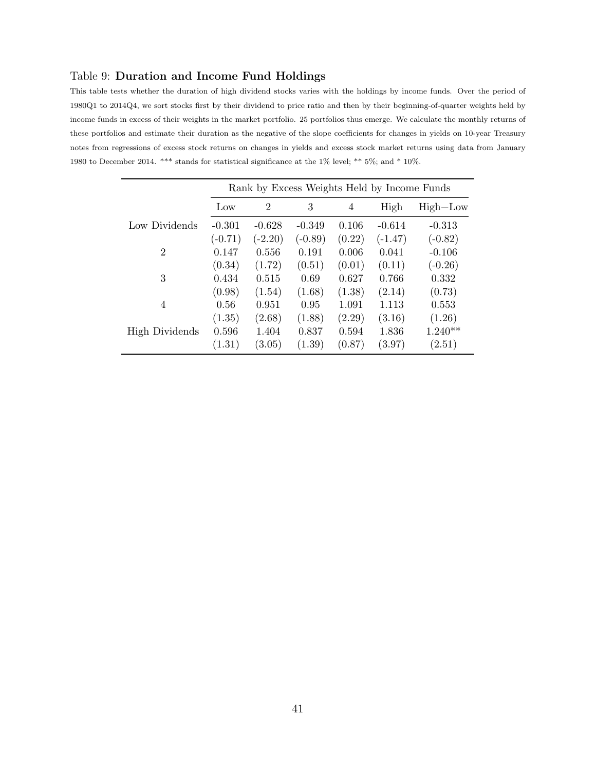Table 9: **Duration and Income Fund Holdings**

This table tests whether the duration of high dividend stocks varies with the holdings by income funds. Over the period of 1980Q1 to 2014Q4, we sort stocks first by their dividend to price ratio and then by their beginning-of-quarter weights held by income funds in excess of their weights in the market portfolio. 25 portfolios thus emerge. We calculate the monthly returns of these portfolios and estimate their duration as the negative of the slope coefficients for changes in yields on 10-year Treasury notes from regressions of excess stock returns on changes in yields and excess stock market returns using data from January 1980 to December 2014. *** stands for statistical significance at the 1% level; ** 5%; and * 10%.

| | Rank by Excess Weights Held by Income Funds | | | | | |
|---|---|---|---|---|---|---|
| | Low | 2 | 3 | 4 | High | High−Low |
| Low Dividends | -0.301 | -0.628 | -0.349 | 0.106 | -0.614 | -0.313 |
| | (-0.71) | (-2.20) | (-0.89) | (0.22) | (-1.47) | (-0.82) |
| 2 | 0.147 | 0.556 | 0.191 | 0.006 | 0.041 | -0.106 |
| | (0.34) | (1.72) | (0.51) | (0.01) | (0.11) | (-0.26) |
| 3 | 0.434 | 0.515 | 0.69 | 0.627 | 0.766 | 0.332 |
| | (0.98) | (1.54) | (1.68) | (1.38) | (2.14) | (0.73) |
| 4 | 0.56 | 0.951 | 0.95 | 1.091 | 1.113 | 0.553 |
| | (1.35) | (2.68) | (1.88) | (2.29) | (3.16) | (1.26) |
| High Dividends | 0.596 | 1.404 | 0.837 | 0.594 | 1.836 | 1.240** |
| | (1.31) | (3.05) | (1.39) | (0.87) | (3.97) | (2.51) |